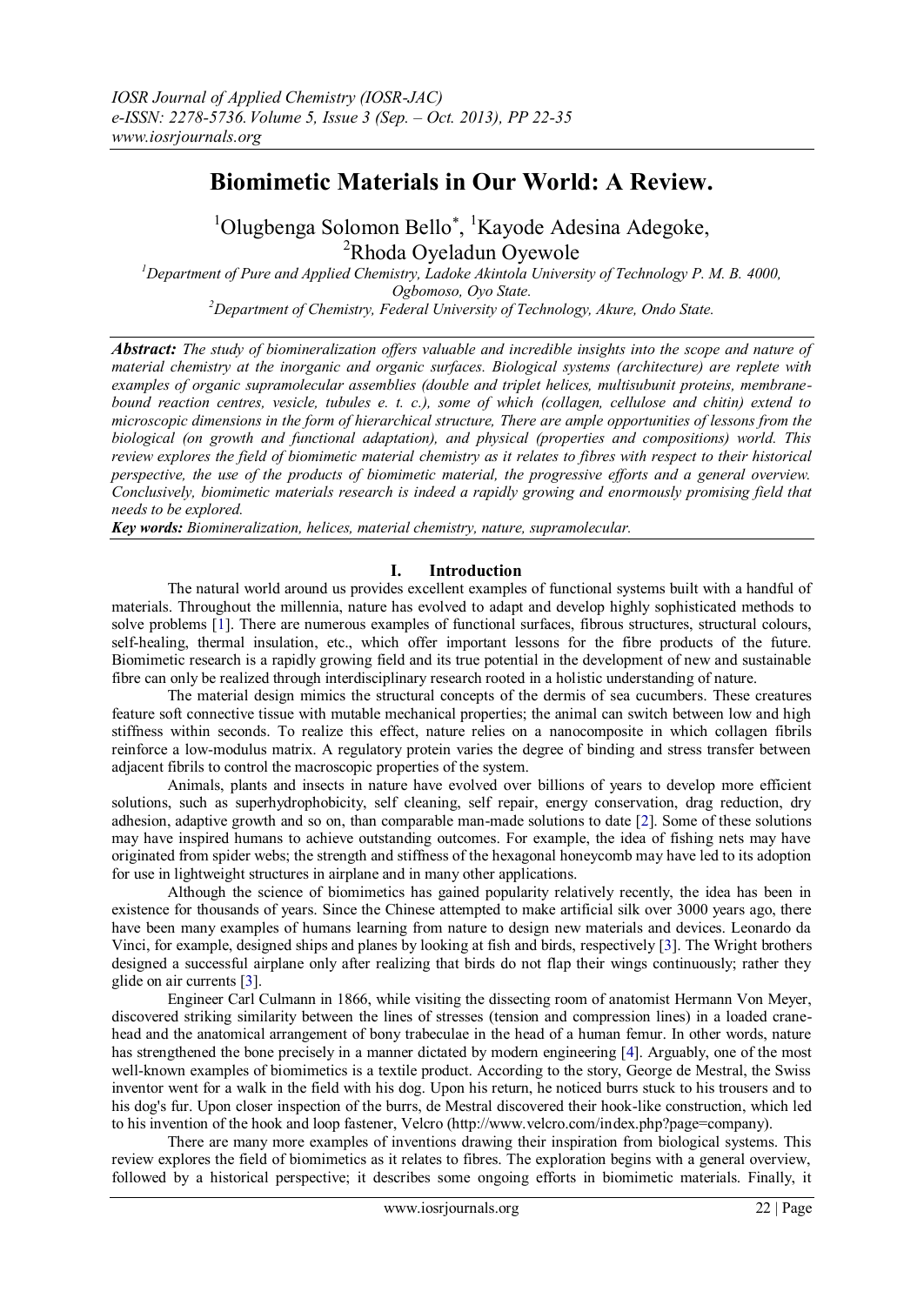# Biomimetic Materials in Our World: A Review.

[1]Olugbenga Solomon Bello[*], [1]Kayode Adesina Adegoke, [2]Rhoda Oyeladun Oyewole

[1]*Department of Pure and Applied Chemistry, Ladoke Akintola University of Technology P. M. B. 4000, Ogbomoso, Oyo State.*
[2]*Department of Chemistry, Federal University of Technology, Akure, Ondo State.*

***Abstract:*** *The study of biomineralization offers valuable and incredible insights into the scope and nature of material chemistry at the inorganic and organic surfaces. Biological systems (architecture) are replete with examples of organic supramolecular assemblies (double and triplet helices, multisubunit proteins, membrane-bound reaction centres, vesicle, tubules e. t. c.), some of which (collagen, cellulose and chitin) extend to microscopic dimensions in the form of hierarchical structure, There are ample opportunities of lessons from the biological (on growth and functional adaptation), and physical (properties and compositions) world. This review explores the field of biomimetic material chemistry as it relates to fibres with respect to their historical perspective, the use of the products of biomimetic material, the progressive efforts and a general overview. Conclusively, biomimetic materials research is indeed a rapidly growing and enormously promising field that needs to be explored.*

***Key words:*** *Biomineralization, helices, material chemistry, nature, supramolecular.*

## I. Introduction

The natural world around us provides excellent examples of functional systems built with a handful of materials. Throughout the millennia, nature has evolved to adapt and develop highly sophisticated methods to solve problems [1]. There are numerous examples of functional surfaces, fibrous structures, structural colours, self-healing, thermal insulation, etc., which offer important lessons for the fibre products of the future. Biomimetic research is a rapidly growing field and its true potential in the development of new and sustainable fibre can only be realized through interdisciplinary research rooted in a holistic understanding of nature.

The material design mimics the structural concepts of the dermis of sea cucumbers. These creatures feature soft connective tissue with mutable mechanical properties; the animal can switch between low and high stiffness within seconds. To realize this effect, nature relies on a nanocomposite in which collagen fibrils reinforce a low-modulus matrix. A regulatory protein varies the degree of binding and stress transfer between adjacent fibrils to control the macroscopic properties of the system.

Animals, plants and insects in nature have evolved over billions of years to develop more efficient solutions, such as superhydrophobicity, self cleaning, self repair, energy conservation, drag reduction, dry adhesion, adaptive growth and so on, than comparable man-made solutions to date [2]. Some of these solutions may have inspired humans to achieve outstanding outcomes. For example, the idea of fishing nets may have originated from spider webs; the strength and stiffness of the hexagonal honeycomb may have led to its adoption for use in lightweight structures in airplane and in many other applications.

Although the science of biomimetics has gained popularity relatively recently, the idea has been in existence for thousands of years. Since the Chinese attempted to make artificial silk over 3000 years ago, there have been many examples of humans learning from nature to design new materials and devices. Leonardo da Vinci, for example, designed ships and planes by looking at fish and birds, respectively [3]. The Wright brothers designed a successful airplane only after realizing that birds do not flap their wings continuously; rather they glide on air currents [3].

Engineer Carl Culmann in 1866, while visiting the dissecting room of anatomist Hermann Von Meyer, discovered striking similarity between the lines of stresses (tension and compression lines) in a loaded crane-head and the anatomical arrangement of bony trabeculae in the head of a human femur. In other words, nature has strengthened the bone precisely in a manner dictated by modern engineering [4]. Arguably, one of the most well-known examples of biomimetics is a textile product. According to the story, George de Mestral, the Swiss inventor went for a walk in the field with his dog. Upon his return, he noticed burrs stuck to his trousers and to his dog's fur. Upon closer inspection of the burrs, de Mestral discovered their hook-like construction, which led to his invention of the hook and loop fastener, Velcro (http://www.velcro.com/index.php?page=company).

There are many more examples of inventions drawing their inspiration from biological systems. This review explores the field of biomimetics as it relates to fibres. The exploration begins with a general overview, followed by a historical perspective; it describes some ongoing efforts in biomimetic materials. Finally, it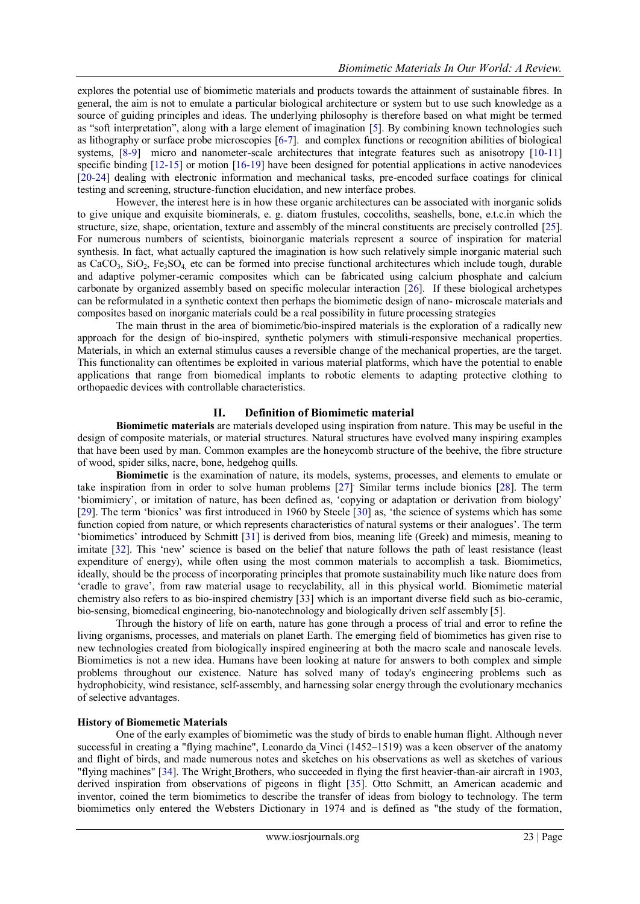explores the potential use of biomimetic materials and products towards the attainment of sustainable fibres. In general, the aim is not to emulate a particular biological architecture or system but to use such knowledge as a source of guiding principles and ideas. The underlying philosophy is therefore based on what might be termed as "soft interpretation", along with a large element of imagination [5]. By combining known technologies such as lithography or surface probe microscopies [6-7]. and complex functions or recognition abilities of biological systems, [8-9] micro and nanometer-scale architectures that integrate features such as anisotropy [10-11] specific binding [12-15] or motion [16-19] have been designed for potential applications in active nanodevices [20-24] dealing with electronic information and mechanical tasks, pre-encoded surface coatings for clinical testing and screening, structure-function elucidation, and new interface probes.

However, the interest here is in how these organic architectures can be associated with inorganic solids to give unique and exquisite biominerals, e. g. diatom frustules, coccoliths, seashells, bone, e.t.c.in which the structure, size, shape, orientation, texture and assembly of the mineral constituents are precisely controlled [25]. For numerous numbers of scientists, bioinorganic materials represent a source of inspiration for material synthesis. In fact, what actually captured the imagination is how such relatively simple inorganic material such as $CaCO_3$, $SiO_2$, $Fe_3SO_4$, etc can be formed into precise functional architectures which include tough, durable and adaptive polymer-ceramic composites which can be fabricated using calcium phosphate and calcium carbonate by organized assembly based on specific molecular interaction [26]. If these biological archetypes can be reformulated in a synthetic context then perhaps the biomimetic design of nano- microscale materials and composites based on inorganic materials could be a real possibility in future processing strategies

The main thrust in the area of biomimetic/bio-inspired materials is the exploration of a radically new approach for the design of bio-inspired, synthetic polymers with stimuli-responsive mechanical properties. Materials, in which an external stimulus causes a reversible change of the mechanical properties, are the target. This functionality can oftentimes be exploited in various material platforms, which have the potential to enable applications that range from biomedical implants to robotic elements to adapting protective clothing to orthopaedic devices with controllable characteristics.

## II. Definition of Biomimetic material

**Biomimetic materials** are materials developed using inspiration from nature. This may be useful in the design of composite materials, or material structures. Natural structures have evolved many inspiring examples that have been used by man. Common examples are the honeycomb structure of the beehive, the fibre structure of wood, spider silks, nacre, bone, hedgehog quills.

**Biomimetic** is the examination of nature, its models, systems, processes, and elements to emulate or take inspiration from in order to solve human problems [27]. Similar terms include bionics [28]. The term 'biomimicry', or imitation of nature, has been defined as, 'copying or adaptation or derivation from biology' [29]. The term 'bionics' was first introduced in 1960 by Steele [30] as, 'the science of systems which has some function copied from nature, or which represents characteristics of natural systems or their analogues'. The term 'biomimetics' introduced by Schmitt [31] is derived from bios, meaning life (Greek) and mimesis, meaning to imitate [32]. This 'new' science is based on the belief that nature follows the path of least resistance (least expenditure of energy), while often using the most common materials to accomplish a task. Biomimetics, ideally, should be the process of incorporating principles that promote sustainability much like nature does from 'cradle to grave', from raw material usage to recyclability, all in this physical world. Biomimetic material chemistry also refers to as bio-inspired chemistry [33] which is an important diverse field such as bio-ceramic, bio-sensing, biomedical engineering, bio-nanotechnology and biologically driven self assembly [5].

Through the history of life on earth, nature has gone through a process of trial and error to refine the living organisms, processes, and materials on planet Earth. The emerging field of biomimetics has given rise to new technologies created from biologically inspired engineering at both the macro scale and nanoscale levels. Biomimetics is not a new idea. Humans have been looking at nature for answers to both complex and simple problems throughout our existence. Nature has solved many of today's engineering problems such as hydrophobicity, wind resistance, self-assembly, and harnessing solar energy through the evolutionary mechanics of selective advantages.

### History of Biomemetic Materials

One of the early examples of biomimetic was the study of birds to enable human flight. Although never successful in creating a "flying machine", Leonardo da Vinci (1452–1519) was a keen observer of the anatomy and flight of birds, and made numerous notes and sketches on his observations as well as sketches of various "flying machines" [34]. The Wright Brothers, who succeeded in flying the first heavier-than-air aircraft in 1903, derived inspiration from observations of pigeons in flight [35]. Otto Schmitt, an American academic and inventor, coined the term biomimetics to describe the transfer of ideas from biology to technology. The term biomimetics only entered the Websters Dictionary in 1974 and is defined as "the study of the formation,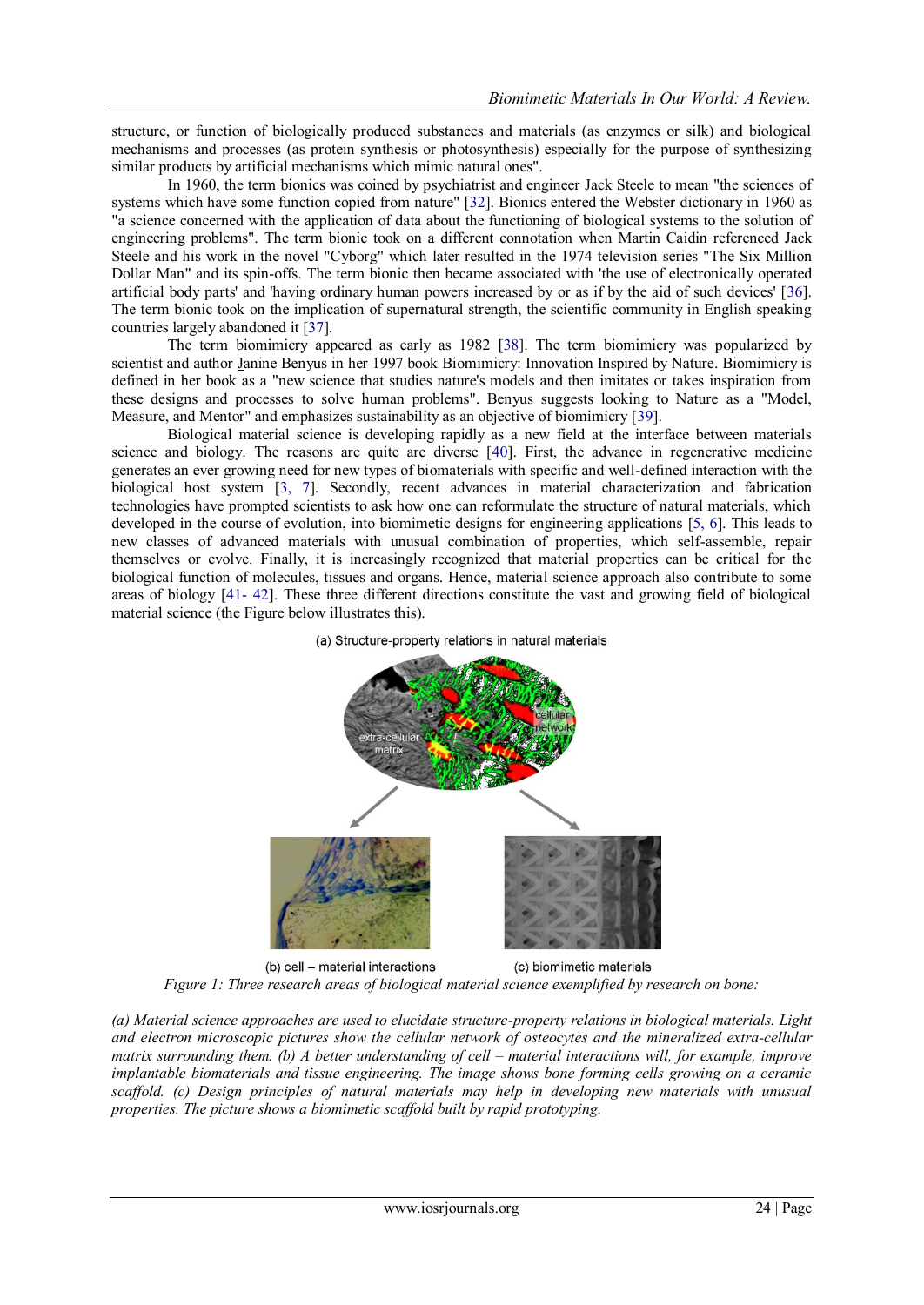structure, or function of biologically produced substances and materials (as enzymes or silk) and biological mechanisms and processes (as protein synthesis or photosynthesis) especially for the purpose of synthesizing similar products by artificial mechanisms which mimic natural ones".

In 1960, the term bionics was coined by psychiatrist and engineer Jack Steele to mean "the sciences of systems which have some function copied from nature" [32]. Bionics entered the Webster dictionary in 1960 as "a science concerned with the application of data about the functioning of biological systems to the solution of engineering problems". The term bionic took on a different connotation when Martin Caidin referenced Jack Steele and his work in the novel "Cyborg" which later resulted in the 1974 television series "The Six Million Dollar Man" and its spin-offs. The term bionic then became associated with 'the use of electronically operated artificial body parts' and 'having ordinary human powers increased by or as if by the aid of such devices' [36]. The term bionic took on the implication of supernatural strength, the scientific community in English speaking countries largely abandoned it [37].

The term biomimicry appeared as early as 1982 [38]. The term biomimicry was popularized by scientist and author Janine Benyus in her 1997 book Biomimicry: Innovation Inspired by Nature. Biomimicry is defined in her book as a "new science that studies nature's models and then imitates or takes inspiration from these designs and processes to solve human problems". Benyus suggests looking to Nature as a "Model, Measure, and Mentor" and emphasizes sustainability as an objective of biomimicry [39].

Biological material science is developing rapidly as a new field at the interface between materials science and biology. The reasons are quite are diverse [40]. First, the advance in regenerative medicine generates an ever growing need for new types of biomaterials with specific and well-defined interaction with the biological host system [3, 7]. Secondly, recent advances in material characterization and fabrication technologies have prompted scientists to ask how one can reformulate the structure of natural materials, which developed in the course of evolution, into biomimetic designs for engineering applications [5, 6]. This leads to new classes of advanced materials with unusual combination of properties, which self-assemble, repair themselves or evolve. Finally, it is increasingly recognized that material properties can be critical for the biological function of molecules, tissues and organs. Hence, material science approach also contribute to some areas of biology [41- 42]. These three different directions constitute the vast and growing field of biological material science (the Figure below illustrates this).

(a) Structure-property relations in natural materials

(b) cell – material interactions (c) biomimetic materials

*Figure 1: Three research areas of biological material science exemplified by research on bone:*

*(a) Material science approaches are used to elucidate structure-property relations in biological materials. Light and electron microscopic pictures show the cellular network of osteocytes and the mineralized extra-cellular matrix surrounding them. (b) A better understanding of cell – material interactions will, for example, improve implantable biomaterials and tissue engineering. The image shows bone forming cells growing on a ceramic scaffold. (c) Design principles of natural materials may help in developing new materials with unusual properties. The picture shows a biomimetic scaffold built by rapid prototyping.*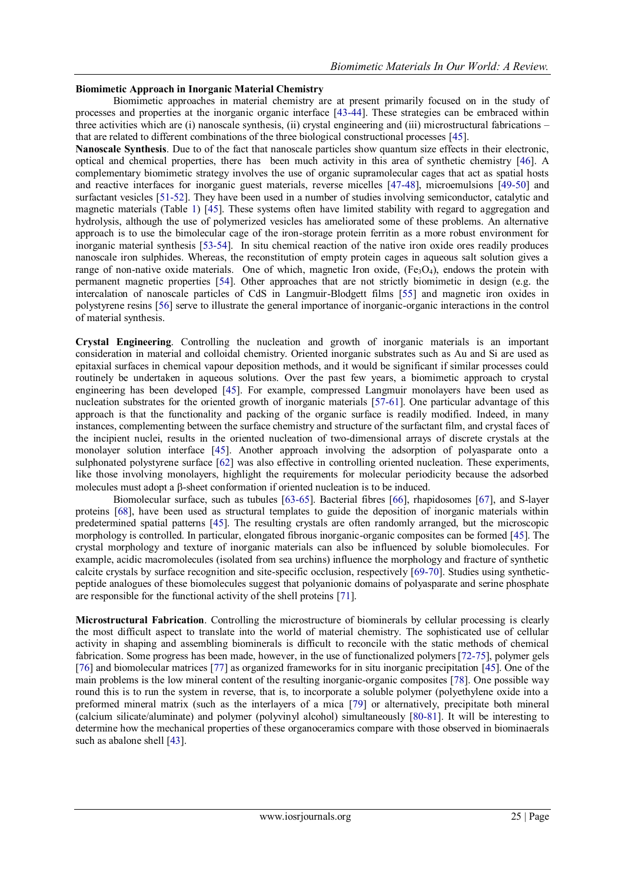## Biomimetic Approach in Inorganic Material Chemistry

Biomimetic approaches in material chemistry are at present primarily focused on in the study of processes and properties at the inorganic organic interface [43-44]. These strategies can be embraced within three activities which are (i) nanoscale synthesis, (ii) crystal engineering and (iii) microstructural fabrications – that are related to different combinations of the three biological constructional processes [45].

**Nanoscale Synthesis**. Due to of the fact that nanoscale particles show quantum size effects in their electronic, optical and chemical properties, there has been much activity in this area of synthetic chemistry [46]. A complementary biomimetic strategy involves the use of organic supramolecular cages that act as spatial hosts and reactive interfaces for inorganic guest materials, reverse micelles [47-48], microemulsions [49-50] and surfactant vesicles [51-52]. They have been used in a number of studies involving semiconductor, catalytic and magnetic materials (Table 1) [45]. These systems often have limited stability with regard to aggregation and hydrolysis, although the use of polymerized vesicles has ameliorated some of these problems. An alternative approach is to use the bimolecular cage of the iron-storage protein ferritin as a more robust environment for inorganic material synthesis [53-54]. In situ chemical reaction of the native iron oxide ores readily produces nanoscale iron sulphides. Whereas, the reconstitution of empty protein cages in aqueous salt solution gives a range of non-native oxide materials. One of which, magnetic Iron oxide, ($Fe_3O_4$), endows the protein with permanent magnetic properties [54]. Other approaches that are not strictly biomimetic in design (e.g. the intercalation of nanoscale particles of CdS in Langmuir-Blodgett films [55] and magnetic iron oxides in polystyrene resins [56] serve to illustrate the general importance of inorganic-organic interactions in the control of material synthesis.

**Crystal Engineering**. Controlling the nucleation and growth of inorganic materials is an important consideration in material and colloidal chemistry. Oriented inorganic substrates such as Au and Si are used as epitaxial surfaces in chemical vapour deposition methods, and it would be significant if similar processes could routinely be undertaken in aqueous solutions. Over the past few years, a biomimetic approach to crystal engineering has been developed [45]. For example, compressed Langmuir monolayers have been used as nucleation substrates for the oriented growth of inorganic materials [57-61]. One particular advantage of this approach is that the functionality and packing of the organic surface is readily modified. Indeed, in many instances, complementing between the surface chemistry and structure of the surfactant film, and crystal faces of the incipient nuclei, results in the oriented nucleation of two-dimensional arrays of discrete crystals at the monolayer solution interface [45]. Another approach involving the adsorption of polyasparate onto a sulphonated polystyrene surface [62] was also effective in controlling oriented nucleation. These experiments, like those involving monolayers, highlight the requirements for molecular periodicity because the adsorbed molecules must adopt a β-sheet conformation if oriented nucleation is to be induced.

Biomolecular surface, such as tubules [63-65]. Bacterial fibres [66], rhapidosomes [67], and S-layer proteins [68], have been used as structural templates to guide the deposition of inorganic materials within predetermined spatial patterns [45]. The resulting crystals are often randomly arranged, but the microscopic morphology is controlled. In particular, elongated fibrous inorganic-organic composites can be formed [45]. The crystal morphology and texture of inorganic materials can also be influenced by soluble biomolecules. For example, acidic macromolecules (isolated from sea urchins) influence the morphology and fracture of synthetic calcite crystals by surface recognition and site-specific occlusion, respectively [69-70]. Studies using synthetic-peptide analogues of these biomolecules suggest that polyanionic domains of polyasparate and serine phosphate are responsible for the functional activity of the shell proteins [71].

**Microstructural Fabrication**. Controlling the microstructure of biominerals by cellular processing is clearly the most difficult aspect to translate into the world of material chemistry. The sophisticated use of cellular activity in shaping and assembling biominerals is difficult to reconcile with the static methods of chemical fabrication. Some progress has been made, however, in the use of functionalized polymers [72-75], polymer gels [76] and biomolecular matrices [77] as organized frameworks for in situ inorganic precipitation [45]. One of the main problems is the low mineral content of the resulting inorganic-organic composites [78]. One possible way round this is to run the system in reverse, that is, to incorporate a soluble polymer (polyethylene oxide into a preformed mineral matrix (such as the interlayers of a mica [79] or alternatively, precipitate both mineral (calcium silicate/aluminate) and polymer (polyvinyl alcohol) simultaneously [80-81]. It will be interesting to determine how the mechanical properties of these organoceramics compare with those observed in biominaerals such as abalone shell [43].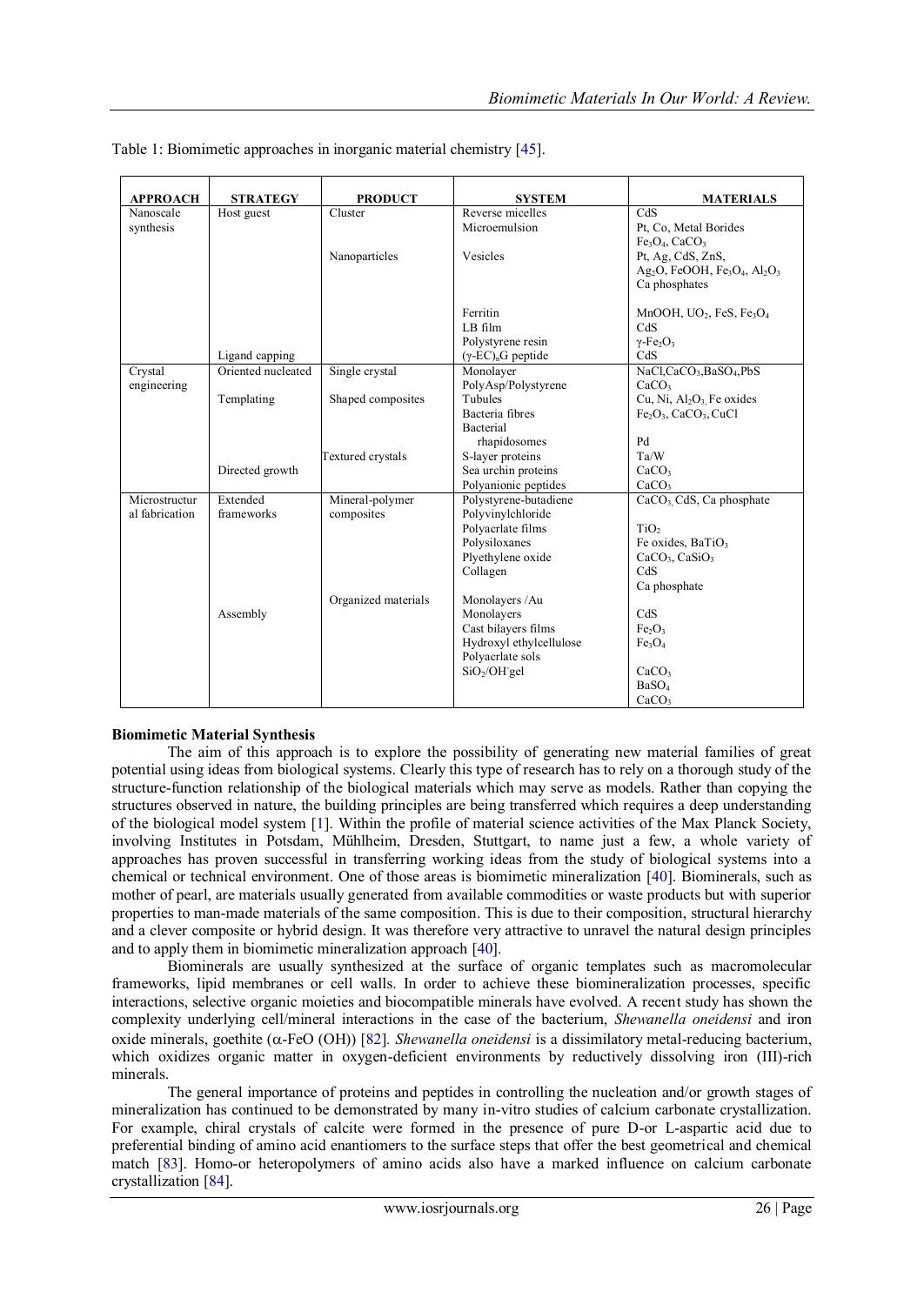Table 1: Biomimetic approaches in inorganic material chemistry [45].

| APPROACH | STRATEGY | PRODUCT | SYSTEM | MATERIALS |
|---|---|---|---|---|
| Nanoscale synthesis | Host guest | Cluster | Reverse micelles | CdS |
| | | | Microemulsion | Pt, Co, Metal Borides $Fe_3O_4$, $CaCO_3$ |
| | | Nanoparticles | Vesicles | Pt, Ag, CdS, ZnS, $Ag_2O$, FeOOH, $Fe_3O_4$, $Al_2O_3$ Ca phosphates |
| | | | Ferritin | MnOOH, $UO_2$, FeS, $Fe_3O_4$ |
| | | | LB film | CdS |
| | | | Polystyrene resin | $\gamma$-$Fe_2O_3$ |
| | Ligand capping | | $(\gamma$-$EC)_nG$ peptide | CdS |
| Crystal engineering | Oriented nucleated | Single crystal | Monolayer | NaCl, $CaCO_3$, $BaSO_4$, PbS |
| | | | PolyAsp/Polystyrene | $CaCO_3$ |
| | Templating | Shaped composites | Tubules | Cu, Ni, $Al_2O_3$ Fe oxides |
| | | | Bacteria fibres | $Fe_2O_3$, $CaCO_3$, CuCl |
| | | | Bacterial rhapidosomes | Pd |
| | | Textured crystals | S-layer proteins | Ta/W |
| | Directed growth | | Sea urchin proteins | $CaCO_3$ |
| | | | Polyanionic peptides | $CaCO_3$ |
| Microstructural fabrication | Extended frameworks | Mineral-polymer composites | Polystyrene-butadiene | $CaCO_3$, CdS, Ca phosphate |
| | | | Polyvinylchloride | |
| | | | Polyacrlate films | $TiO_2$ |
| | | | Polysiloxanes | Fe oxides, $BaTiO_3$ |
| | | | Plyethylene oxide | $CaCO_3$, $CaSiO_3$ |
| | | | Collagen | CdS |
| | | | | Ca phosphate |
| | | Organized materials | Monolayers /Au | |
| | Assembly | | Monolayers | CdS |
| | | | Cast bilayers films | $Fe_2O_3$ |
| | | | Hydroxyl ethylcellulose | $Fe_3O_4$ |
| | | | Polyacrlate sols | |
| | | | $SiO_2/OH^-$gel | $CaCO_3$ |
| | | | | $BaSO_4$ |
| | | | | $CaCO_3$ |

**Biomimetic Material Synthesis**

The aim of this approach is to explore the possibility of generating new material families of great potential using ideas from biological systems. Clearly this type of research has to rely on a thorough study of the structure-function relationship of the biological materials which may serve as models. Rather than copying the structures observed in nature, the building principles are being transferred which requires a deep understanding of the biological model system [1]. Within the profile of material science activities of the Max Planck Society, involving Institutes in Potsdam, Mühlheim, Dresden, Stuttgart, to name just a few, a whole variety of approaches has proven successful in transferring working ideas from the study of biological systems into a chemical or technical environment. One of those areas is biomimetic mineralization [40]. Biominerals, such as mother of pearl, are materials usually generated from available commodities or waste products but with superior properties to man-made materials of the same composition. This is due to their composition, structural hierarchy and a clever composite or hybrid design. It was therefore very attractive to unravel the natural design principles and to apply them in biomimetic mineralization approach [40].

Biominerals are usually synthesized at the surface of organic templates such as macromolecular frameworks, lipid membranes or cell walls. In order to achieve these biomineralization processes, specific interactions, selective organic moieties and biocompatible minerals have evolved. A recent study has shown the complexity underlying cell/mineral interactions in the case of the bacterium, *Shewanella oneidensi* and iron oxide minerals, goethite ($\alpha$-FeO (OH)) [82]. *Shewanella oneidensi* is a dissimilatory metal-reducing bacterium, which oxidizes organic matter in oxygen-deficient environments by reductively dissolving iron (III)-rich minerals.

The general importance of proteins and peptides in controlling the nucleation and/or growth stages of mineralization has continued to be demonstrated by many in-vitro studies of calcium carbonate crystallization. For example, chiral crystals of calcite were formed in the presence of pure D-or L-aspartic acid due to preferential binding of amino acid enantiomers to the surface steps that offer the best geometrical and chemical match [83]. Homo-or heteropolymers of amino acids also have a marked influence on calcium carbonate crystallization [84].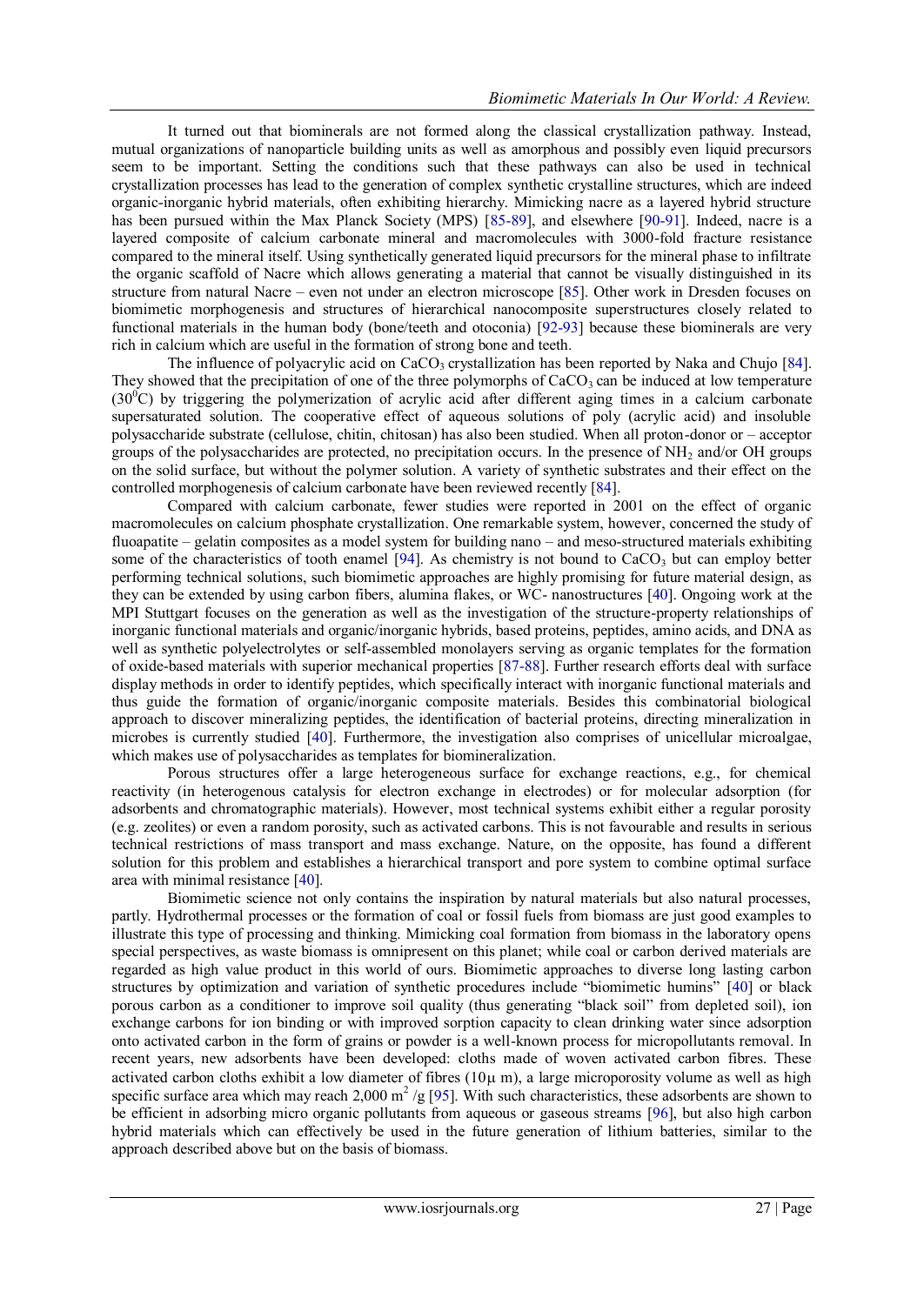It turned out that biominerals are not formed along the classical crystallization pathway. Instead, mutual organizations of nanoparticle building units as well as amorphous and possibly even liquid precursors seem to be important. Setting the conditions such that these pathways can also be used in technical crystallization processes has lead to the generation of complex synthetic crystalline structures, which are indeed organic-inorganic hybrid materials, often exhibiting hierarchy. Mimicking nacre as a layered hybrid structure has been pursued within the Max Planck Society (MPS) [85-89], and elsewhere [90-91]. Indeed, nacre is a layered composite of calcium carbonate mineral and macromolecules with 3000-fold fracture resistance compared to the mineral itself. Using synthetically generated liquid precursors for the mineral phase to infiltrate the organic scaffold of Nacre which allows generating a material that cannot be visually distinguished in its structure from natural Nacre – even not under an electron microscope [85]. Other work in Dresden focuses on biomimetic morphogenesis and structures of hierarchical nanocomposite superstructures closely related to functional materials in the human body (bone/teeth and otoconia) [92-93] because these biominerals are very rich in calcium which are useful in the formation of strong bone and teeth.

The influence of polyacrylic acid on $CaCO_3$ crystallization has been reported by Naka and Chujo [84]. They showed that the precipitation of one of the three polymorphs of $CaCO_3$ can be induced at low temperature ($30^0$C) by triggering the polymerization of acrylic acid after different aging times in a calcium carbonate supersaturated solution. The cooperative effect of aqueous solutions of poly (acrylic acid) and insoluble polysaccharide substrate (cellulose, chitin, chitosan) has also been studied. When all proton-donor or – acceptor groups of the polysaccharides are protected, no precipitation occurs. In the presence of $NH_2$ and/or OH groups on the solid surface, but without the polymer solution. A variety of synthetic substrates and their effect on the controlled morphogenesis of calcium carbonate have been reviewed recently [84].

Compared with calcium carbonate, fewer studies were reported in 2001 on the effect of organic macromolecules on calcium phosphate crystallization. One remarkable system, however, concerned the study of fluoapatite – gelatin composites as a model system for building nano – and meso-structured materials exhibiting some of the characteristics of tooth enamel [94]. As chemistry is not bound to $CaCO_3$ but can employ better performing technical solutions, such biomimetic approaches are highly promising for future material design, as they can be extended by using carbon fibers, alumina flakes, or WC- nanostructures [40]. Ongoing work at the MPI Stuttgart focuses on the generation as well as the investigation of the structure-property relationships of inorganic functional materials and organic/inorganic hybrids, based proteins, peptides, amino acids, and DNA as well as synthetic polyelectrolytes or self-assembled monolayers serving as organic templates for the formation of oxide-based materials with superior mechanical properties [87-88]. Further research efforts deal with surface display methods in order to identify peptides, which specifically interact with inorganic functional materials and thus guide the formation of organic/inorganic composite materials. Besides this combinatorial biological approach to discover mineralizing peptides, the identification of bacterial proteins, directing mineralization in microbes is currently studied [40]. Furthermore, the investigation also comprises of unicellular microalgae, which makes use of polysaccharides as templates for biomineralization.

Porous structures offer a large heterogeneous surface for exchange reactions, e.g., for chemical reactivity (in heterogenous catalysis for electron exchange in electrodes) or for molecular adsorption (for adsorbents and chromatographic materials). However, most technical systems exhibit either a regular porosity (e.g. zeolites) or even a random porosity, such as activated carbons. This is not favourable and results in serious technical restrictions of mass transport and mass exchange. Nature, on the opposite, has found a different solution for this problem and establishes a hierarchical transport and pore system to combine optimal surface area with minimal resistance [40].

Biomimetic science not only contains the inspiration by natural materials but also natural processes, partly. Hydrothermal processes or the formation of coal or fossil fuels from biomass are just good examples to illustrate this type of processing and thinking. Mimicking coal formation from biomass in the laboratory opens special perspectives, as waste biomass is omnipresent on this planet; while coal or carbon derived materials are regarded as high value product in this world of ours. Biomimetic approaches to diverse long lasting carbon structures by optimization and variation of synthetic procedures include "biomimetic humins" [40] or black porous carbon as a conditioner to improve soil quality (thus generating "black soil" from depleted soil), ion exchange carbons for ion binding or with improved sorption capacity to clean drinking water since adsorption onto activated carbon in the form of grains or powder is a well-known process for micropollutants removal. In recent years, new adsorbents have been developed: cloths made of woven activated carbon fibres. These activated carbon cloths exhibit a low diameter of fibres (10µ m), a large microporosity volume as well as high specific surface area which may reach 2,000 $m^2$ /g [95]. With such characteristics, these adsorbents are shown to be efficient in adsorbing micro organic pollutants from aqueous or gaseous streams [96], but also high carbon hybrid materials which can effectively be used in the future generation of lithium batteries, similar to the approach described above but on the basis of biomass.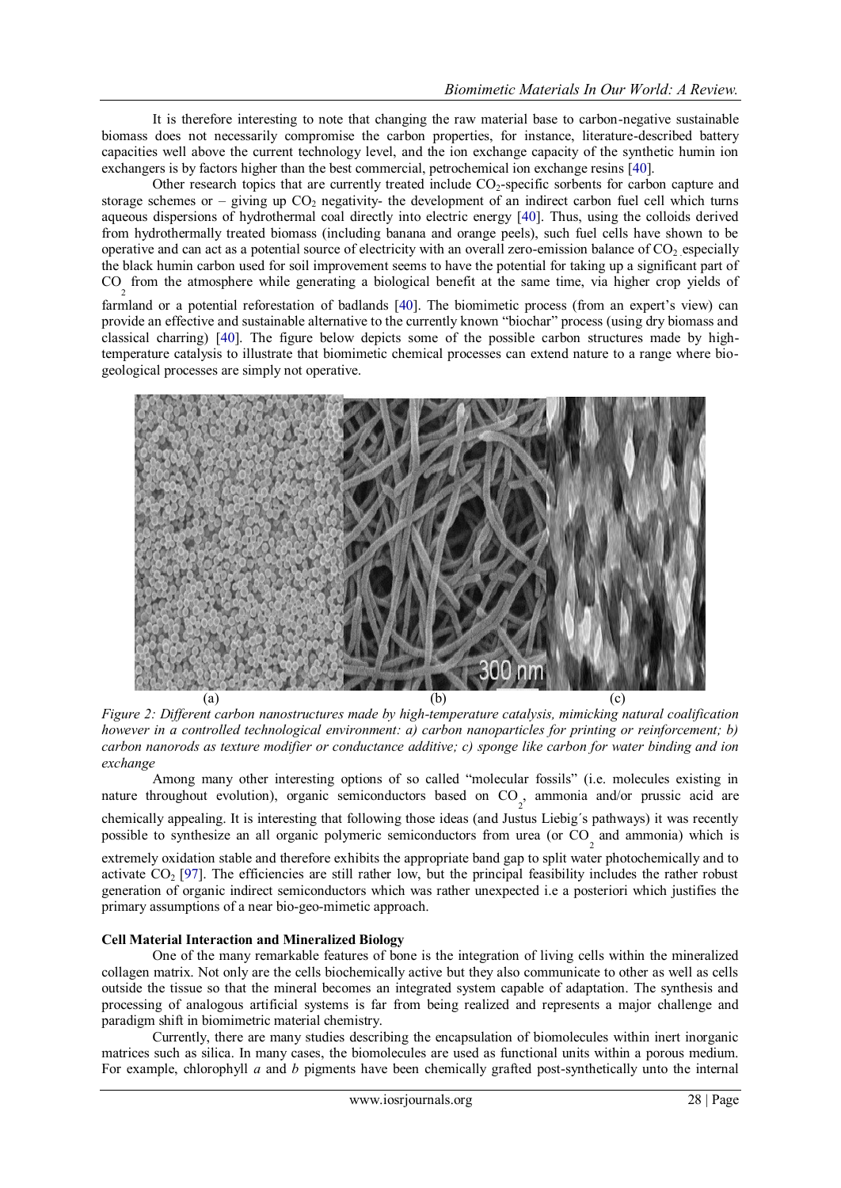It is therefore interesting to note that changing the raw material base to carbon-negative sustainable biomass does not necessarily compromise the carbon properties, for instance, literature-described battery capacities well above the current technology level, and the ion exchange capacity of the synthetic humin ion exchangers is by factors higher than the best commercial, petrochemical ion exchange resins [40].

Other research topics that are currently treated include $CO_2$-specific sorbents for carbon capture and storage schemes or – giving up $CO_2$ negativity- the development of an indirect carbon fuel cell which turns aqueous dispersions of hydrothermal coal directly into electric energy [40]. Thus, using the colloids derived from hydrothermally treated biomass (including banana and orange peels), such fuel cells have shown to be operative and can act as a potential source of electricity with an overall zero-emission balance of $CO_2$ especially the black humin carbon used for soil improvement seems to have the potential for taking up a significant part of $CO_2$ from the atmosphere while generating a biological benefit at the same time, via higher crop yields of farmland or a potential reforestation of badlands [40]. The biomimetic process (from an expert's view) can provide an effective and sustainable alternative to the currently known "biochar" process (using dry biomass and classical charring) [40]. The figure below depicts some of the possible carbon structures made by high-temperature catalysis to illustrate that biomimetic chemical processes can extend nature to a range where bio-geological processes are simply not operative.

*Figure 2: Different carbon nanostructures made by high-temperature catalysis, mimicking natural coalification however in a controlled technological environment: a) carbon nanoparticles for printing or reinforcement; b) carbon nanorods as texture modifier or conductance additive; c) sponge like carbon for water binding and ion exchange*

Among many other interesting options of so called "molecular fossils" (i.e. molecules existing in nature throughout evolution), organic semiconductors based on $CO_2$, ammonia and/or prussic acid are chemically appealing. It is interesting that following those ideas (and Justus Liebig´s pathways) it was recently possible to synthesize an all organic polymeric semiconductors from urea (or $CO_2$ and ammonia) which is extremely oxidation stable and therefore exhibits the appropriate band gap to split water photochemically and to activate $CO_2$ [97]. The efficiencies are still rather low, but the principal feasibility includes the rather robust generation of organic indirect semiconductors which was rather unexpected i.e a posteriori which justifies the primary assumptions of a near bio-geo-mimetic approach.

**Cell Material Interaction and Mineralized Biology**

One of the many remarkable features of bone is the integration of living cells within the mineralized collagen matrix. Not only are the cells biochemically active but they also communicate to other as well as cells outside the tissue so that the mineral becomes an integrated system capable of adaptation. The synthesis and processing of analogous artificial systems is far from being realized and represents a major challenge and paradigm shift in biomimetic material chemistry.

Currently, there are many studies describing the encapsulation of biomolecules within inert inorganic matrices such as silica. In many cases, the biomolecules are used as functional units within a porous medium. For example, chlorophyll *a* and *b* pigments have been chemically grafted post-synthetically unto the internal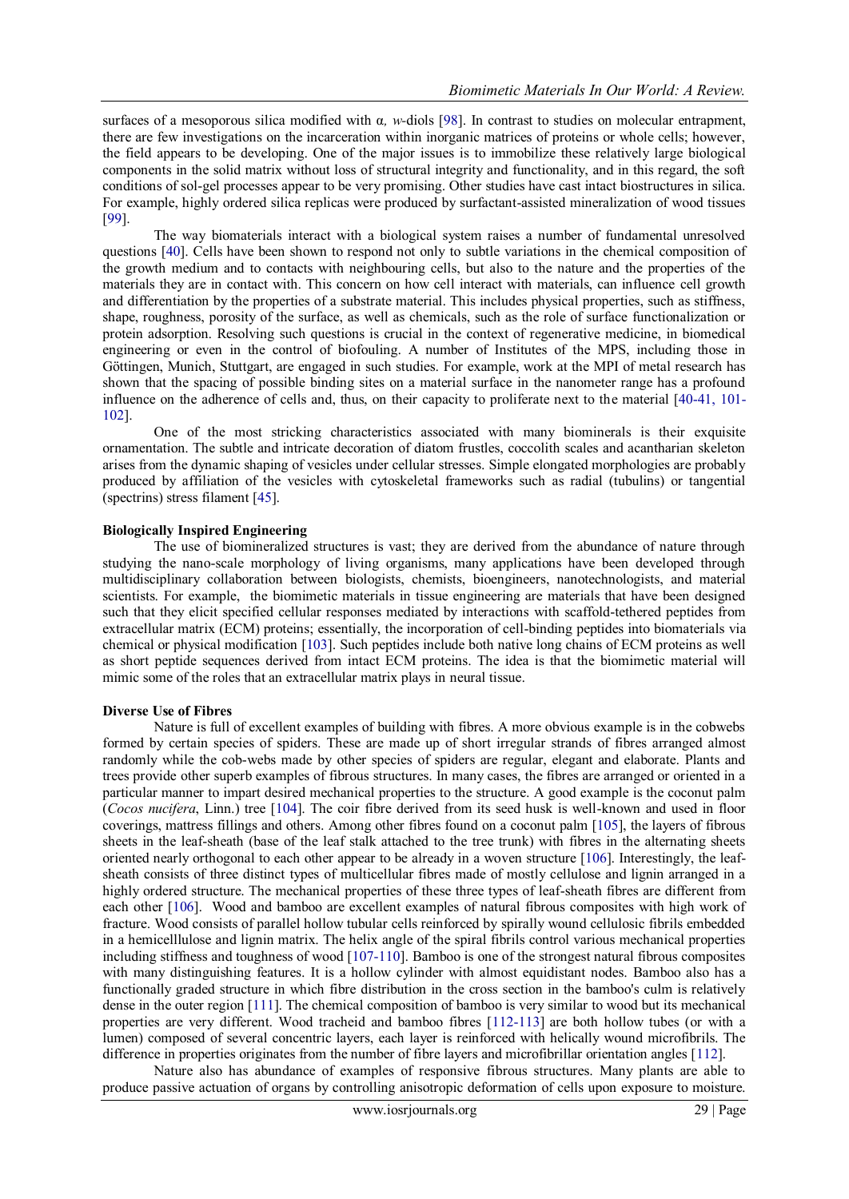surfaces of a mesoporous silica modified with α, *w*-diols [98]. In contrast to studies on molecular entrapment, there are few investigations on the incarceration within inorganic matrices of proteins or whole cells; however, the field appears to be developing. One of the major issues is to immobilize these relatively large biological components in the solid matrix without loss of structural integrity and functionality, and in this regard, the soft conditions of sol-gel processes appear to be very promising. Other studies have cast intact biostructures in silica. For example, highly ordered silica replicas were produced by surfactant-assisted mineralization of wood tissues [99].

The way biomaterials interact with a biological system raises a number of fundamental unresolved questions [40]. Cells have been shown to respond not only to subtle variations in the chemical composition of the growth medium and to contacts with neighbouring cells, but also to the nature and the properties of the materials they are in contact with. This concern on how cell interact with materials, can influence cell growth and differentiation by the properties of a substrate material. This includes physical properties, such as stiffness, shape, roughness, porosity of the surface, as well as chemicals, such as the role of surface functionalization or protein adsorption. Resolving such questions is crucial in the context of regenerative medicine, in biomedical engineering or even in the control of biofouling. A number of Institutes of the MPS, including those in Göttingen, Munich, Stuttgart, are engaged in such studies. For example, work at the MPI of metal research has shown that the spacing of possible binding sites on a material surface in the nanometer range has a profound influence on the adherence of cells and, thus, on their capacity to proliferate next to the material [40-41, 101-102].

One of the most stricking characteristics associated with many biominerals is their exquisite ornamentation. The subtle and intricate decoration of diatom frustles, coccolith scales and acantharian skeleton arises from the dynamic shaping of vesicles under cellular stresses. Simple elongated morphologies are probably produced by affiliation of the vesicles with cytoskeletal frameworks such as radial (tubulins) or tangential (spectrins) stress filament [45].

**Biologically Inspired Engineering**

The use of biomineralized structures is vast; they are derived from the abundance of nature through studying the nano-scale morphology of living organisms, many applications have been developed through multidisciplinary collaboration between biologists, chemists, bioengineers, nanotechnologists, and material scientists. For example, the biomimetic materials in tissue engineering are materials that have been designed such that they elicit specified cellular responses mediated by interactions with scaffold-tethered peptides from extracellular matrix (ECM) proteins; essentially, the incorporation of cell-binding peptides into biomaterials via chemical or physical modification [103]. Such peptides include both native long chains of ECM proteins as well as short peptide sequences derived from intact ECM proteins. The idea is that the biomimetic material will mimic some of the roles that an extracellular matrix plays in neural tissue.

**Diverse Use of Fibres**

Nature is full of excellent examples of building with fibres. A more obvious example is in the cobwebs formed by certain species of spiders. These are made up of short irregular strands of fibres arranged almost randomly while the cob-webs made by other species of spiders are regular, elegant and elaborate. Plants and trees provide other superb examples of fibrous structures. In many cases, the fibres are arranged or oriented in a particular manner to impart desired mechanical properties to the structure. A good example is the coconut palm (*Cocos nucifera*, Linn.) tree [104]. The coir fibre derived from its seed husk is well-known and used in floor coverings, mattress fillings and others. Among other fibres found on a coconut palm [105], the layers of fibrous sheets in the leaf-sheath (base of the leaf stalk attached to the tree trunk) with fibres in the alternating sheets oriented nearly orthogonal to each other appear to be already in a woven structure [106]. Interestingly, the leaf-sheath consists of three distinct types of multicellular fibres made of mostly cellulose and lignin arranged in a highly ordered structure. The mechanical properties of these three types of leaf-sheath fibres are different from each other [106]. Wood and bamboo are excellent examples of natural fibrous composites with high work of fracture. Wood consists of parallel hollow tubular cells reinforced by spirally wound cellulosic fibrils embedded in a hemicelllulose and lignin matrix. The helix angle of the spiral fibrils control various mechanical properties including stiffness and toughness of wood [107-110]. Bamboo is one of the strongest natural fibrous composites with many distinguishing features. It is a hollow cylinder with almost equidistant nodes. Bamboo also has a functionally graded structure in which fibre distribution in the cross section in the bamboo's culm is relatively dense in the outer region [111]. The chemical composition of bamboo is very similar to wood but its mechanical properties are very different. Wood tracheid and bamboo fibres [112-113] are both hollow tubes (or with a lumen) composed of several concentric layers, each layer is reinforced with helically wound microfibrils. The difference in properties originates from the number of fibre layers and microfibrillar orientation angles [112].

Nature also has abundance of examples of responsive fibrous structures. Many plants are able to produce passive actuation of organs by controlling anisotropic deformation of cells upon exposure to moisture.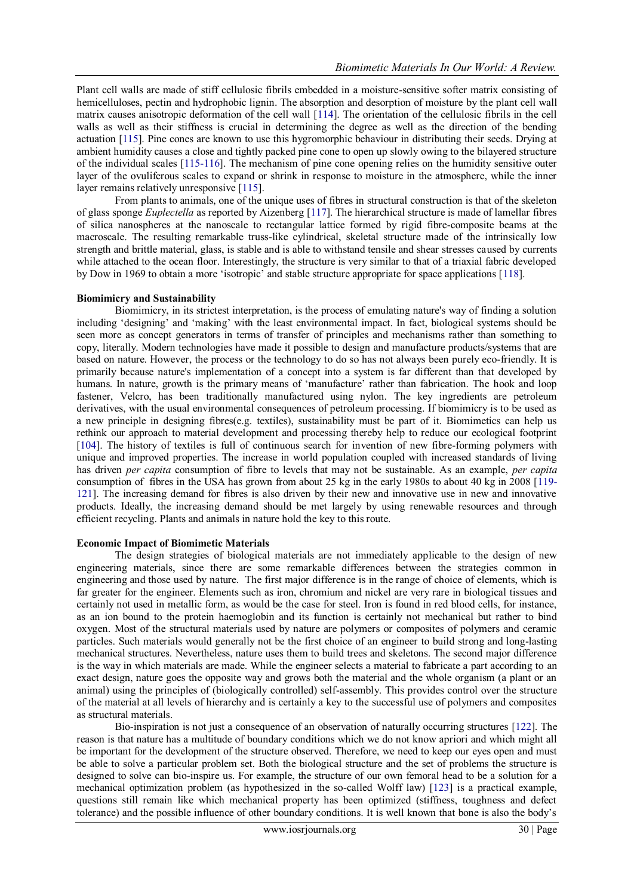Plant cell walls are made of stiff cellulosic fibrils embedded in a moisture-sensitive softer matrix consisting of hemicelluloses, pectin and hydrophobic lignin. The absorption and desorption of moisture by the plant cell wall matrix causes anisotropic deformation of the cell wall [114]. The orientation of the cellulosic fibrils in the cell walls as well as their stiffness is crucial in determining the degree as well as the direction of the bending actuation [115]. Pine cones are known to use this hygromorphic behaviour in distributing their seeds. Drying at ambient humidity causes a close and tightly packed pine cone to open up slowly owing to the bilayered structure of the individual scales [115-116]. The mechanism of pine cone opening relies on the humidity sensitive outer layer of the ovuliferous scales to expand or shrink in response to moisture in the atmosphere, while the inner layer remains relatively unresponsive [115].

From plants to animals, one of the unique uses of fibres in structural construction is that of the skeleton of glass sponge *Euplectella* as reported by Aizenberg [117]. The hierarchical structure is made of lamellar fibres of silica nanospheres at the nanoscale to rectangular lattice formed by rigid fibre-composite beams at the macroscale. The resulting remarkable truss-like cylindrical, skeletal structure made of the intrinsically low strength and brittle material, glass, is stable and is able to withstand tensile and shear stresses caused by currents while attached to the ocean floor. Interestingly, the structure is very similar to that of a triaxial fabric developed by Dow in 1969 to obtain a more 'isotropic' and stable structure appropriate for space applications [118].

**Biomimicry and Sustainability**

Biomimicry, in its strictest interpretation, is the process of emulating nature's way of finding a solution including 'designing' and 'making' with the least environmental impact. In fact, biological systems should be seen more as concept generators in terms of transfer of principles and mechanisms rather than something to copy, literally. Modern technologies have made it possible to design and manufacture products/systems that are based on nature. However, the process or the technology to do so has not always been purely eco-friendly. It is primarily because nature's implementation of a concept into a system is far different than that developed by humans. In nature, growth is the primary means of 'manufacture' rather than fabrication. The hook and loop fastener, Velcro, has been traditionally manufactured using nylon. The key ingredients are petroleum derivatives, with the usual environmental consequences of petroleum processing. If biomimicry is to be used as a new principle in designing fibres(e.g. textiles), sustainability must be part of it. Biomimetics can help us rethink our approach to material development and processing thereby help to reduce our ecological footprint [104]. The history of textiles is full of continuous search for invention of new fibre-forming polymers with unique and improved properties. The increase in world population coupled with increased standards of living has driven *per capita* consumption of fibre to levels that may not be sustainable. As an example, *per capita* consumption of fibres in the USA has grown from about 25 kg in the early 1980s to about 40 kg in 2008 [119-121]. The increasing demand for fibres is also driven by their new and innovative use in new and innovative products. Ideally, the increasing demand should be met largely by using renewable resources and through efficient recycling. Plants and animals in nature hold the key to this route.

**Economic Impact of Biomimetic Materials**

The design strategies of biological materials are not immediately applicable to the design of new engineering materials, since there are some remarkable differences between the strategies common in engineering and those used by nature. The first major difference is in the range of choice of elements, which is far greater for the engineer. Elements such as iron, chromium and nickel are very rare in biological tissues and certainly not used in metallic form, as would be the case for steel. Iron is found in red blood cells, for instance, as an ion bound to the protein haemoglobin and its function is certainly not mechanical but rather to bind oxygen. Most of the structural materials used by nature are polymers or composites of polymers and ceramic particles. Such materials would generally not be the first choice of an engineer to build strong and long-lasting mechanical structures. Nevertheless, nature uses them to build trees and skeletons. The second major difference is the way in which materials are made. While the engineer selects a material to fabricate a part according to an exact design, nature goes the opposite way and grows both the material and the whole organism (a plant or an animal) using the principles of (biologically controlled) self-assembly. This provides control over the structure of the material at all levels of hierarchy and is certainly a key to the successful use of polymers and composites as structural materials.

Bio-inspiration is not just a consequence of an observation of naturally occurring structures [122]. The reason is that nature has a multitude of boundary conditions which we do not know apriori and which might all be important for the development of the structure observed. Therefore, we need to keep our eyes open and must be able to solve a particular problem set. Both the biological structure and the set of problems the structure is designed to solve can bio-inspire us. For example, the structure of our own femoral head to be a solution for a mechanical optimization problem (as hypothesized in the so-called Wolff law) [123] is a practical example, questions still remain like which mechanical property has been optimized (stiffness, toughness and defect tolerance) and the possible influence of other boundary conditions. It is well known that bone is also the body's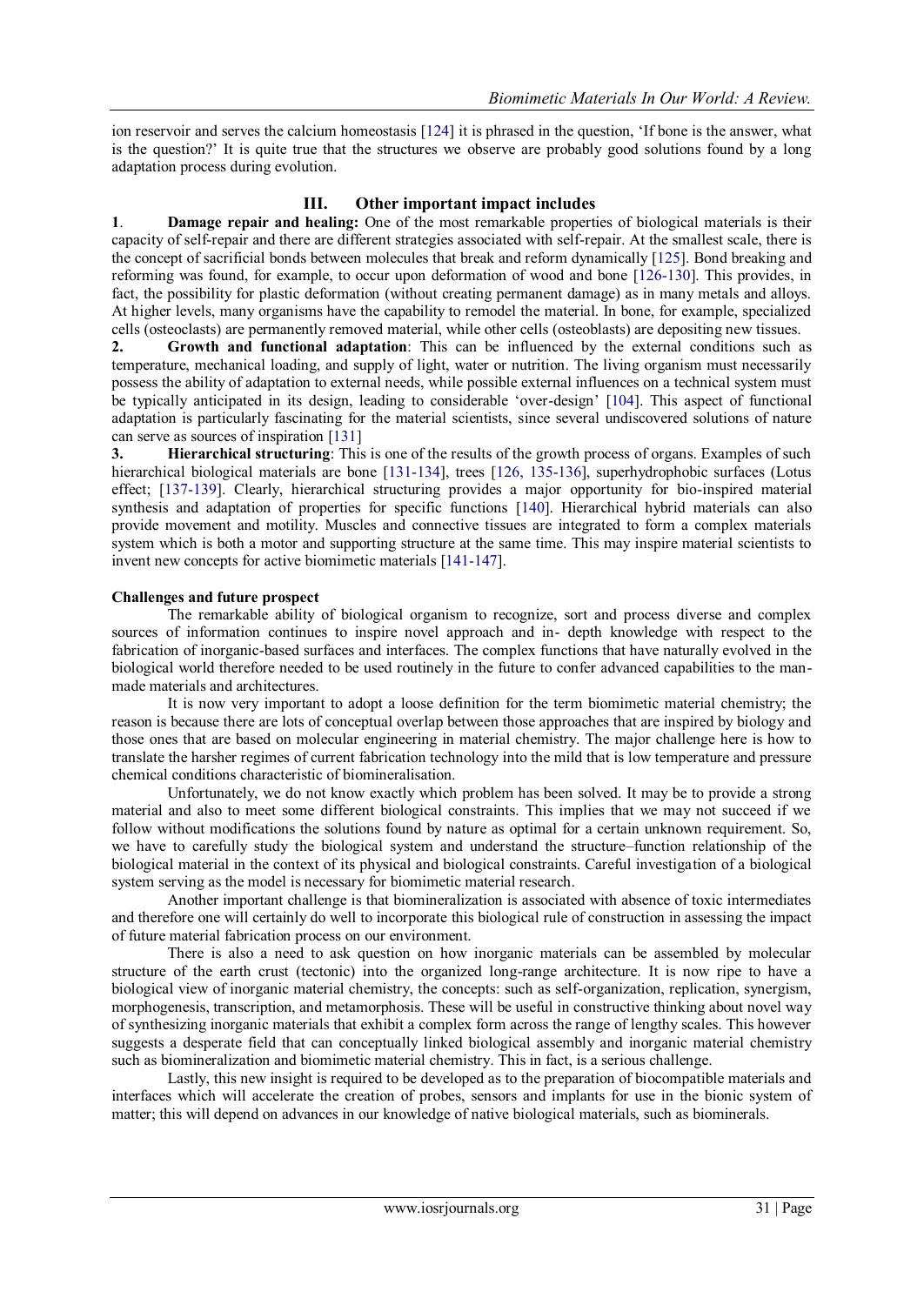ion reservoir and serves the calcium homeostasis [124] it is phrased in the question, 'If bone is the answer, what is the question?' It is quite true that the structures we observe are probably good solutions found by a long adaptation process during evolution.

## III. Other important impact includes

**1. Damage repair and healing:** One of the most remarkable properties of biological materials is their capacity of self-repair and there are different strategies associated with self-repair. At the smallest scale, there is the concept of sacrificial bonds between molecules that break and reform dynamically [125]. Bond breaking and reforming was found, for example, to occur upon deformation of wood and bone [126-130]. This provides, in fact, the possibility for plastic deformation (without creating permanent damage) as in many metals and alloys. At higher levels, many organisms have the capability to remodel the material. In bone, for example, specialized cells (osteoclasts) are permanently removed material, while other cells (osteoblasts) are depositing new tissues.

**2. Growth and functional adaptation**: This can be influenced by the external conditions such as temperature, mechanical loading, and supply of light, water or nutrition. The living organism must necessarily possess the ability of adaptation to external needs, while possible external influences on a technical system must be typically anticipated in its design, leading to considerable 'over-design' [104]. This aspect of functional adaptation is particularly fascinating for the material scientists, since several undiscovered solutions of nature can serve as sources of inspiration [131]

**3. Hierarchical structuring**: This is one of the results of the growth process of organs. Examples of such hierarchical biological materials are bone [131-134], trees [126, 135-136], superhydrophobic surfaces (Lotus effect; [137-139]. Clearly, hierarchical structuring provides a major opportunity for bio-inspired material synthesis and adaptation of properties for specific functions [140]. Hierarchical hybrid materials can also provide movement and motility. Muscles and connective tissues are integrated to form a complex materials system which is both a motor and supporting structure at the same time. This may inspire material scientists to invent new concepts for active biomimetic materials [141-147].

**Challenges and future prospect**

The remarkable ability of biological organism to recognize, sort and process diverse and complex sources of information continues to inspire novel approach and in- depth knowledge with respect to the fabrication of inorganic-based surfaces and interfaces. The complex functions that have naturally evolved in the biological world therefore needed to be used routinely in the future to confer advanced capabilities to the man-made materials and architectures.

It is now very important to adopt a loose definition for the term biomimetic material chemistry; the reason is because there are lots of conceptual overlap between those approaches that are inspired by biology and those ones that are based on molecular engineering in material chemistry. The major challenge here is how to translate the harsher regimes of current fabrication technology into the mild that is low temperature and pressure chemical conditions characteristic of biomineralisation.

Unfortunately, we do not know exactly which problem has been solved. It may be to provide a strong material and also to meet some different biological constraints. This implies that we may not succeed if we follow without modifications the solutions found by nature as optimal for a certain unknown requirement. So, we have to carefully study the biological system and understand the structure–function relationship of the biological material in the context of its physical and biological constraints. Careful investigation of a biological system serving as the model is necessary for biomimetic material research.

Another important challenge is that biomineralization is associated with absence of toxic intermediates and therefore one will certainly do well to incorporate this biological rule of construction in assessing the impact of future material fabrication process on our environment.

There is also a need to ask question on how inorganic materials can be assembled by molecular structure of the earth crust (tectonic) into the organized long-range architecture. It is now ripe to have a biological view of inorganic material chemistry, the concepts: such as self-organization, replication, synergism, morphogenesis, transcription, and metamorphosis. These will be useful in constructive thinking about novel way of synthesizing inorganic materials that exhibit a complex form across the range of lengthy scales. This however suggests a desperate field that can conceptually linked biological assembly and inorganic material chemistry such as biomineralization and biomimetic material chemistry. This in fact, is a serious challenge.

Lastly, this new insight is required to be developed as to the preparation of biocompatible materials and interfaces which will accelerate the creation of probes, sensors and implants for use in the bionic system of matter; this will depend on advances in our knowledge of native biological materials, such as biominerals.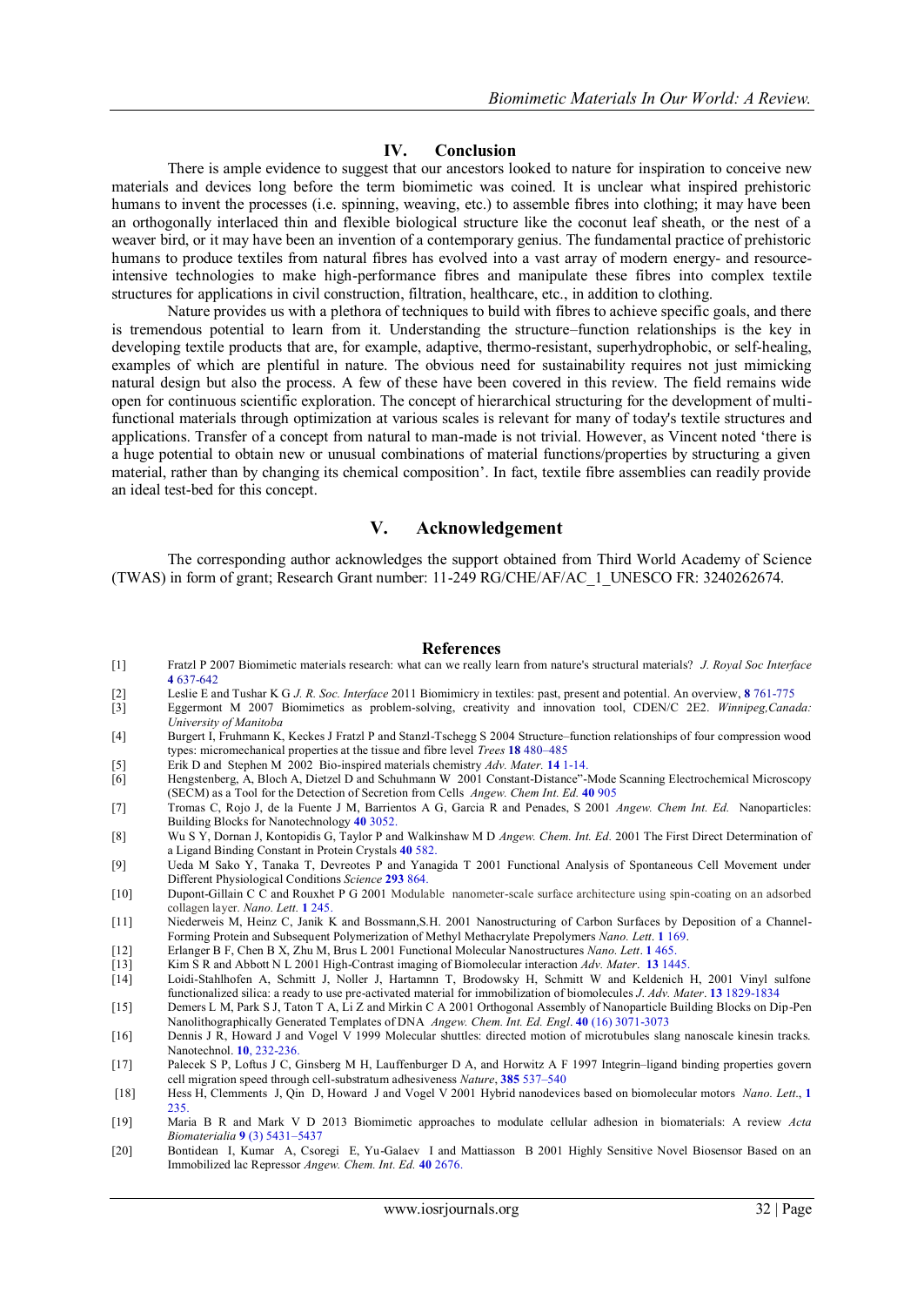## IV. Conclusion

There is ample evidence to suggest that our ancestors looked to nature for inspiration to conceive new materials and devices long before the term biomimetic was coined. It is unclear what inspired prehistoric humans to invent the processes (i.e. spinning, weaving, etc.) to assemble fibres into clothing; it may have been an orthogonally interlaced thin and flexible biological structure like the coconut leaf sheath, or the nest of a weaver bird, or it may have been an invention of a contemporary genius. The fundamental practice of prehistoric humans to produce textiles from natural fibres has evolved into a vast array of modern energy- and resource-intensive technologies to make high-performance fibres and manipulate these fibres into complex textile structures for applications in civil construction, filtration, healthcare, etc., in addition to clothing.

Nature provides us with a plethora of techniques to build with fibres to achieve specific goals, and there is tremendous potential to learn from it. Understanding the structure–function relationships is the key in developing textile products that are, for example, adaptive, thermo-resistant, superhydrophobic, or self-healing, examples of which are plentiful in nature. The obvious need for sustainability requires not just mimicking natural design but also the process. A few of these have been covered in this review. The field remains wide open for continuous scientific exploration. The concept of hierarchical structuring for the development of multi-functional materials through optimization at various scales is relevant for many of today's textile structures and applications. Transfer of a concept from natural to man-made is not trivial. However, as Vincent noted 'there is a huge potential to obtain new or unusual combinations of material functions/properties by structuring a given material, rather than by changing its chemical composition'. In fact, textile fibre assemblies can readily provide an ideal test-bed for this concept.

## V. Acknowledgement

The corresponding author acknowledges the support obtained from Third World Academy of Science (TWAS) in form of grant; Research Grant number: 11-249 RG/CHE/AF/AC_1_UNESCO FR: 3240262674.

## References

[1] Fratzl P 2007 Biomimetic materials research: what can we really learn from nature's structural materials? *J. Royal Soc Interface* **4** 637-642

[2] Leslie E and Tushar K G *J. R. Soc. Interface* 2011 Biomimicry in textiles: past, present and potential. An overview, **8** 761-775

[3] Eggermont M 2007 Biomimetics as problem-solving, creativity and innovation tool, CDEN/C 2E2. *Winnipeg,Canada: University of Manitoba*

[4] Burgert I, Fruhmann K, Keckes J Fratzl P and Stanzl-Tschegg S 2004 Structure–function relationships of four compression wood types: micromechanical properties at the tissue and fibre level *Trees* **18** 480–485

[5] Erik D and Stephen M 2002 Bio-inspired materials chemistry *Adv. Mater.* **14** 1-14.

[6] Hengstenberg, A, Bloch A, Dietzel D and Schuhmann W 2001 Constant-Distance"-Mode Scanning Electrochemical Microscopy (SECM) as a Tool for the Detection of Secretion from Cells *Angew. Chem Int. Ed.* **40** 905

[7] Tromas C, Rojo J, de la Fuente J M, Barrientos A G, Garcia R and Penades, S 2001 *Angew. Chem Int. Ed.* Nanoparticles: Building Blocks for Nanotechnology **40** 3052.

[8] Wu S Y, Dornan J, Kontopidis G, Taylor P and Walkinshaw M D *Angew. Chem. Int. Ed.* 2001 The First Direct Determination of a Ligand Binding Constant in Protein Crystals **40** 582.

[9] Ueda M Sako Y, Tanaka T, Devreotes P and Yanagida T 2001 Functional Analysis of Spontaneous Cell Movement under Different Physiological Conditions *Science* **293** 864.

[10] Dupont-Gillain C C and Rouxhet P G 2001 Modulable nanometer-scale surface architecture using spin-coating on an adsorbed collagen layer. *Nano. Lett.* **1** 245.

[11] Niederweis M, Heinz C, Janik K and Bossmann,S.H. 2001 Nanostructuring of Carbon Surfaces by Deposition of a Channel-Forming Protein and Subsequent Polymerization of Methyl Methacrylate Prepolymers *Nano. Lett*. **1** 169.

[12] Erlanger B F, Chen B X, Zhu M, Brus L 2001 Functional Molecular Nanostructures *Nano. Lett*. **1** 465.

[13] Kim S R and Abbott N L 2001 High-Contrast imaging of Biomolecular interaction *Adv. Mater*. **13** 1445.

[14] Loidi-Stahlhofen A, Schmitt A, Noller J, Hartamnn T, Brodowsky H, Schmitt W and Keldenich H, 2001 Vinyl sulfone functionalized silica: a ready to use pre-activated material for immobilization of biomolecules *J. Adv. Mater*. **13** 1829-1834

[15] Demers L M, Park S J, Taton T A, Li Z and Mirkin C A 2001 Orthogonal Assembly of Nanoparticle Building Blocks on Dip-Pen Nanolithographically Generated Templates of DNA *Angew. Chem. Int. Ed. Engl*. **40** (16) 3071-3073

[16] Dennis J R, Howard J and Vogel V 1999 Molecular shuttles: directed motion of microtubules slang nanoscale kinesin tracks. Nanotechnol. **10**, 232-236.

[17] Palecek S P, Loftus J C, Ginsberg M H, Lauffenburger D A, and Horwitz A F 1997 Integrin–ligand binding properties govern cell migration speed through cell-substratum adhesiveness *Nature*, **385** 537–540

[18] Hess H, Clemments J, Qin D, Howard J and Vogel V 2001 Hybrid nanodevices based on biomolecular motors *Nano. Lett*., **1** 235.

[19] Maria B R and Mark V D 2013 Biomimetic approaches to modulate cellular adhesion in biomaterials: A review *Acta Biomaterialia* **9** (3) 5431–5437

[20] Bontidean I, Kumar A, Csoregi E, Yu-Galaev I and Mattiasson B 2001 Highly Sensitive Novel Biosensor Based on an Immobilized lac Repressor *Angew. Chem. Int. Ed.* **40** 2676.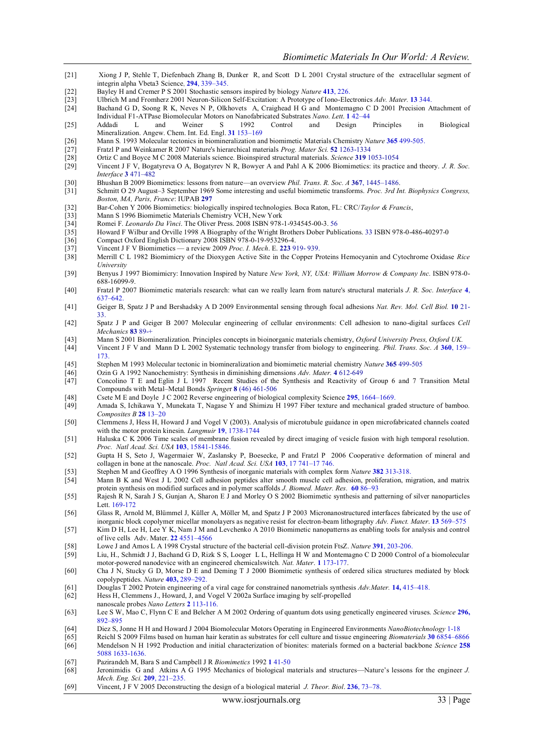[21] Xiong J P, Stehle T, Diefenbach Zhang B, Dunker R, and Scott D L 2001 Crystal structure of the extracellular segment of integrin alpha Vbeta3 Science. **294**, 339–345.

[22] Bayley H and Cremer P S 2001 Stochastic sensors inspired by biology *Nature* **413**, 226.

[23] Ulbrich M and Fromherz 2001 Neuron-Silicon Self-Excitation: A Prototype of Iono-Electronics *Adv. Mater.* **13** 344.

[24] Bachand G D, Soong R K, Neves N P, Olkhovets A, Craighead H G and Montemagno C D 2001 Precision Attachment of Individual F1-ATPase Biomolecular Motors on Nanofabricated Substrates *Nano. Lett*. **1** 42–44

[25] Addadi L and Weiner S 1992 Control and Design Principles in Biological Mineralization. Angew. Chem. Int. Ed. Engl. **31** 153–169

[26] Mann S. 1993 Molecular tectonics in biomineralization and biomimetic Materials Chemistry *Nature* **365** 499-505.

[27] Fratzl P and Weinkamer R 2007 Nature's hierarchical materials *Prog. Mater Sci.* **52** 1263-1334

[28] Ortiz C and Boyce M C 2008 Materials science. Bioinspired structural materials. *Science* **319** 1053-1054

[29] Vincent J F V, Bogatyreva O A, Bogatyrev N R, Bowyer A and Pahl A K 2006 Biomimetics: its practice and theory. *J. R. Soc. Interface* **3** 471–482

[30] Bhushan B 2009 Biomimetics: lessons from nature—an overview *Phil. Trans. R. Soc. A* **367**, 1445–1486.

[31] Schmitt O 29 August–3 September 1969 Some interesting and useful biomimetic transforms. *Proc. 3rd Int. Biophysics Congress, Boston, MA, Paris, France*: IUPAB **297**

[32] Bar-Cohen Y 2006 Biomimetics: biologically inspired technologies. Boca Raton, FL: CRC/*Taylor & Francis*,

[33] Mann S 1996 Biomimetic Materials Chemistry VCH, New York

[34] Romei F. *Leonardo Da Vinci*. The Oliver Press. 2008 ISBN 978-1-934545-00-3. 56

[35] Howard F Wilbur and Orville 1998 A Biography of the Wright Brothers Dober Publications. 33 ISBN 978-0-486-40297-0

[36] Compact Oxford English Dictionary 2008 ISBN 978-0-19-953296-4.

[37] Vincent J F V Biomimetics — a review 2009 *Proc. I. Mech*. E. **223** 919- 939.

[38] Merrill C L 1982 Biomimicry of the Dioxygen Active Site in the Copper Proteins Hemocyanin and Cytochrome Oxidase *Rice University*

[39] Benyus J 1997 Biomicry: Innovation Inspired by Nature *New York, NY, USA: William Morrow & Company Inc.* ISBN 978-0-688-16099-9.

[40] Fratzl P 2007 Biomimetic materials research: what can we really learn from nature's structural materials *J. R. Soc. Interface* **4**, 637–642.

[41] Geiger B, Spatz J P and Bershadsky A D 2009 Environmental sensing through focal adhesions *Nat. Rev. Mol. Cell Biol.* **10** 21-33.

[42] Spatz J P and Geiger B 2007 Molecular engineering of cellular environments: Cell adhesion to nano-digital surfaces *Cell Mechanics* **83** 89-+

[43] Mann S 2001 Biomineralization. Principles concepts in bioinorganic materials chemistry, *Oxford University Press, Oxford UK.*

[44] Vincent J F V and Mann D L 2002 Systematic technology transfer from biology to engineering. *Phil. Trans. Soc. A* **360**, 159–173.

[45] Stephen M 1993 Molecular tectonic in biomineralization and biomimetic material chemistry *Nature* **365** 499-505

[46] Ozin G A 1992 Nanochemistry: Synthesis in diminishing dimensions *Adv. Mater.* **4** 612-649

[47] Concolino T E and Eglin J L 1997 Recent Studies of the Synthesis and Reactivity of Group 6 and 7 Transition Metal Compounds with Metal–Metal Bonds *Springer* **8** (46) 461-506

[48] Csete M E and Doyle J C 2002 Reverse engineering of biological complexity Science **295**, 1664–1669.

[49] Amada S, Ichikawa Y, Munekata T, Nagase Y and Shimizu H 1997 Fiber texture and mechanical graded structure of bamboo. *Composites B* **28** 13–20

[50] Clemmens J, Hess H, Howard J and Vogel V (2003). Analysis of microtubule guidance in open microfabricated channels coated with the motor protein kinesin. *Langmuir* **19**, 1738-1744

[51] Haluska C K 2006 Time scales of membrane fusion revealed by direct imaging of vesicle fusion with high temporal resolution. *Proc. Natl Acad. Sci. USA* **103**, 15841-15846.

[52] Gupta H S, Seto J, Wagermaier W, Zaslansky P, Boesecke, P and Fratzl P 2006 Cooperative deformation of mineral and collagen in bone at the nanoscale. *Proc. Natl Acad. Sci. USA* **103**, 17 741–17 746.

[53] Stephen M and Geoffrey A O 1996 Synthesis of inorganic materials with complex form *Nature* **382** 313-318.

[54] Mann B K and West J L 2002 Cell adhesion peptides alter smooth muscle cell adhesion, proliferation, migration, and matrix protein synthesis on modified surfaces and in polymer scaffolds *J. Biomed. Mater. Res*. **60** 86–93

[55] Rajesh R N, Sarah J S, Gunjan A, Sharon E J and Morley O S 2002 Biomimetic synthesis and patterning of silver nanoparticles Lett. 169-172

[56] Glass R, Arnold M, Blümmel J, Küller A, Möller M, and Spatz J P 2003 Micronanostructured interfaces fabricated by the use of inorganic block copolymer micellar monolayers as negative resist for electron-beam lithography *Adv. Funct. Mater*. **13** 569–575

[57] Kim D H, Lee H, Lee Y K, Nam J M and Levchenko A 2010 Biomimetic nanopatterns as enabling tools for analysis and control of live cells Adv. Mater. **22** 4551–4566

[58] Lowe J and Amos L A 1998 Crystal structure of the bacterial cell-division protein FtsZ. *Nature* **391**, 203-206.

[59] Liu, H., Schmidt J J, Bachand G D, Rizk S S, Looger L L, Hellinga H W and Montemagno C D 2000 Control of a biomolecular motor-powered nanodevice with an engineered chemicalswitch. *Nat. Mater*. **1** 173-177.

[60] Cha J N, Stucky G D, Morse D E and Deming T J 2000 Biomimetic synthesis of ordered silica structures mediated by block copolypeptides. *Nature* **403,** 289–292.

[61] Douglas T 2002 Protein engineering of a viral cage for constrained nanometrials synthesis *Adv.Mater.* **14,** 415–418.

[62] Hess H, Clemmens J., Howard, J, and Vogel V 2002a Surface imaging by self-propelled nanoscale probes *Nano Letters* **2** 113-116.

[63] Lee S W, Mao C, Flynn C E and Belcher A M 2002 Ordering of quantum dots using genetically engineered viruses. *Science* **296,** 892–895

[64] Diez S, Jonne H H and Howard J 2004 Biomolecular Motors Operating in Engineered Environments *NanoBiotechnology* 1-18

[65] Reichl S 2009 Films based on human hair keratin as substrates for cell culture and tissue engineering *Biomaterials* **30** 6854–6866

[66] Mendelson N H 1992 Production and initial characterization of bionites: materials formed on a bacterial backbone *Science* **258** 5088 1633-1636.

[67] Pazirandeh M, Bara S and Campbell J R *Biomimetics* 1992 **1** 41-50

[68] Jeronimidis G and Atkins A G 1995 Mechanics of biological materials and structures—Nature's lessons for the engineer *J. Mech. Eng. Sci.* **209**, 221–235.

[69] Vincent, J F V 2005 Deconstructing the design of a biological material *J. Theor. Biol*. **236**, 73–78.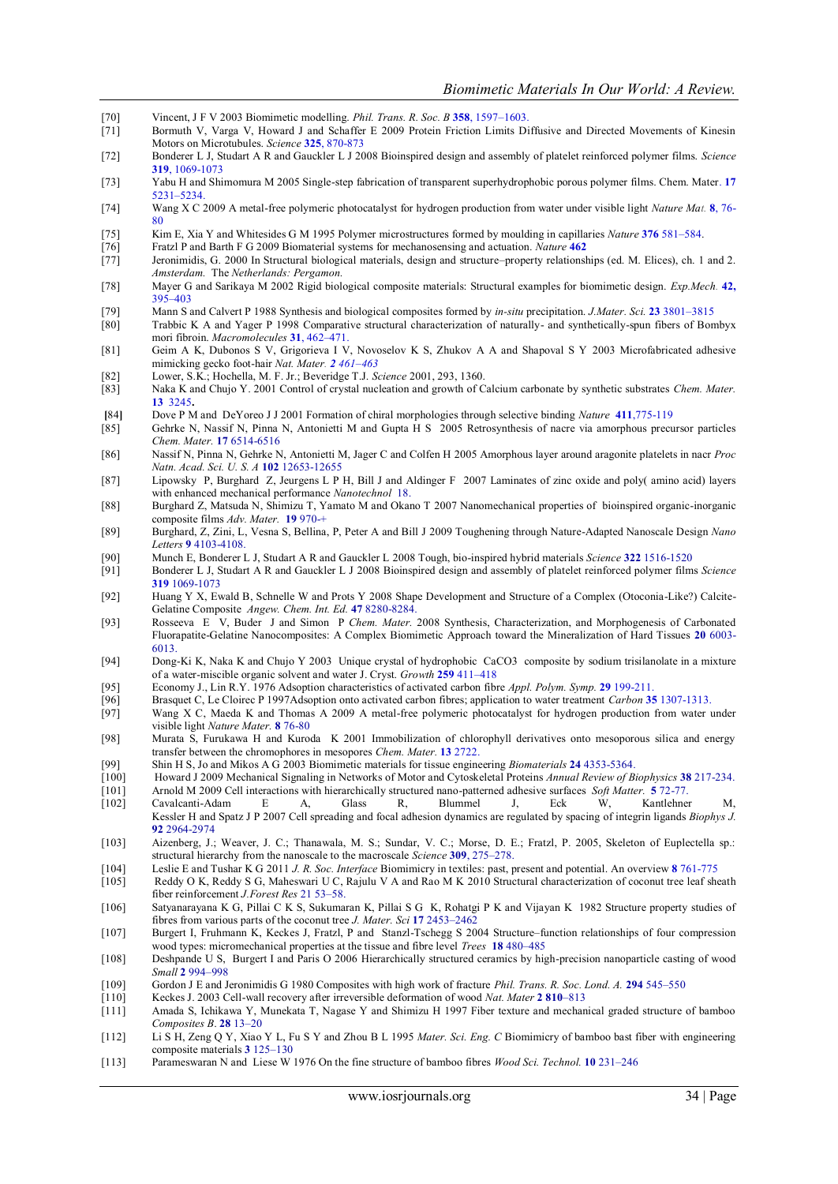[70] Vincent, J F V 2003 Biomimetic modelling. *Phil. Trans. R. Soc. B* **358**, 1597–1603.

[71] Bormuth V, Varga V, Howard J and Schaffer E 2009 Protein Friction Limits Diffusive and Directed Movements of Kinesin Motors on Microtubules. *Science* **325**, 870-873

[72] Bonderer L J, Studart A R and Gauckler L J 2008 Bioinspired design and assembly of platelet reinforced polymer films. *Science* **319**, 1069-1073

[73] Yabu H and Shimomura M 2005 Single-step fabrication of transparent superhydrophobic porous polymer films. Chem. Mater. **17** 5231–5234.

[74] Wang X C 2009 A metal-free polymeric photocatalyst for hydrogen production from water under visible light *Nature Mat.* **8**, 76-80

[75] Kim E, Xia Y and Whitesides G M 1995 Polymer microstructures formed by moulding in capillaries *Nature* **376** 581–584.

[76] Fratzl P and Barth F G 2009 Biomaterial systems for mechanosensing and actuation. *Nature* **462**

[77] Jeronimidis, G. 2000 In Structural biological materials, design and structure–property relationships (ed. M. Elices), ch. 1 and 2. *Amsterdam.* The *Netherlands: Pergamon.*

[78] Mayer G and Sarikaya M 2002 Rigid biological composite materials: Structural examples for biomimetic design. *Exp.Mech.* **42,** 395–403

[79] Mann S and Calvert P 1988 Synthesis and biological composites formed by *in-situ* precipitation. *J.Mater. Sci.* **23** 3801–3815

[80] Trabbic K A and Yager P 1998 Comparative structural characterization of naturally- and synthetically-spun fibers of Bombyx mori fibroin. *Macromolecules* **31**, 462–471.

[81] Geim A K, Dubonos S V, Grigorieva I V, Novoselov K S, Zhukov A A and Shapoval S Y 2003 Microfabricated adhesive mimicking gecko foot-hair *Nat. Mater.* ***2*** *461–463*

[82] Lower, S.K.; Hochella, M. F. Jr.; Beveridge T.J. *Science* 2001, 293, 1360.

[83] Naka K and Chujo Y. 2001 Control of crystal nucleation and growth of Calcium carbonate by synthetic substrates *Chem. Mater.* **13** 3245**.**

**[84]** Dove P M and DeYoreo J J 2001 Formation of chiral morphologies through selective binding *Nature* **411**,775-119

[85] Gehrke N, Nassif N, Pinna N, Antonietti M and Gupta H S 2005 Retrosynthesis of nacre via amorphous precursor particles *Chem. Mater.* **17** 6514-6516

[86] Nassif N, Pinna N, Gehrke N, Antonietti M, Jager C and Colfen H 2005 Amorphous layer around aragonite platelets in nacr *Proc Natn. Acad. Sci. U. S. A* **102** 12653-12655

[87] Lipowsky P, Burghard Z, Jeurgens L P H, Bill J and Aldinger F 2007 Laminates of zinc oxide and poly( amino acid) layers with enhanced mechanical performance *Nanotechnol* 18.

[88] Burghard Z, Matsuda N, Shimizu T, Yamato M and Okano T 2007 Nanomechanical properties of bioinspired organic-inorganic composite films *Adv. Mater.* **19** 970-+

[89] Burghard, Z, Zini, L, Vesna S, Bellina, P, Peter A and Bill J 2009 Toughening through Nature-Adapted Nanoscale Design *Nano Letters* **9** 4103-4108.

[90] Munch E, Bonderer L J, Studart A R and Gauckler L 2008 Tough, bio-inspired hybrid materials *Science* **322** 1516-1520

[91] Bonderer L J, Studart A R and Gauckler L J 2008 Bioinspired design and assembly of platelet reinforced polymer films *Science* **319** 1069-1073

[92] Huang Y X, Ewald B, Schnelle W and Prots Y 2008 Shape Development and Structure of a Complex (Otoconia-Like?) Calcite-Gelatine Composite *Angew. Chem. Int. Ed.* **47** 8280-8284.

[93] Rosseeva E V, Buder J and Simon P *Chem. Mater.* 2008 Synthesis, Characterization, and Morphogenesis of Carbonated Fluorapatite-Gelatine Nanocomposites: A Complex Biomimetic Approach toward the Mineralization of Hard Tissues **20** 6003-6013.

[94] Dong-Ki K, Naka K and Chujo Y 2003 Unique crystal of hydrophobic $CaCO_3$ composite by sodium trisilanolate in a mixture of a water-miscible organic solvent and water J. Cryst. *Growth* **259** 411–418

[95] Economy J., Lin R.Y. 1976 Adsoption characteristics of activated carbon fibre *Appl. Polym. Symp.* **29** 199-211.

[96] Brasquet C, Le Cloirec P 1997Adsoption onto activated carbon fibres; application to water treatment *Carbon* **35** 1307-1313.

[97] Wang X C, Maeda K and Thomas A 2009 A metal-free polymeric photocatalyst for hydrogen production from water under visible light *Nature Mater.* **8** 76-80

[98] Murata S, Furukawa H and Kuroda K 2001 Immobilization of chlorophyll derivatives onto mesoporous silica and energy transfer between the chromophores in mesopores *Chem. Mater.* **13** 2722.

[99] Shin H S, Jo and Mikos A G 2003 Biomimetic materials for tissue engineering *Biomaterials* **24** 4353-5364.

[100] Howard J 2009 Mechanical Signaling in Networks of Motor and Cytoskeletal Proteins *Annual Review of Biophysics* **38** 217-234.

[101] Arnold M 2009 Cell interactions with hierarchically structured nano-patterned adhesive surfaces *Soft Matter.* **5** 72-77.

[102] Cavalcanti-Adam E A, Glass R, Blummel J, Eck W, Kantlehner M, Kessler H and Spatz J P 2007 Cell spreading and focal adhesion dynamics are regulated by spacing of integrin ligands *Biophys J.* **92** 2964-2974

[103] Aizenberg, J.; Weaver, J. C.; Thanawala, M. S.; Sundar, V. C.; Morse, D. E.; Fratzl, P. 2005, Skeleton of Euplectella sp.: structural hierarchy from the nanoscale to the macroscale *Science* **309**, 275–278.

[104] Leslie E and Tushar K G 2011 *J. R. Soc. Interface* Biomimicry in textiles: past, present and potential. An overview **8** 761-775

[105] Reddy O K, Reddy S G, Maheswari U C, Rajulu V A and Rao M K 2010 Structural characterization of coconut tree leaf sheath fiber reinforcement *J.Forest Res* 21 53–58.

[106] Satyanarayana K G, Pillai C K S, Sukumaran K, Pillai S G K, Rohatgi P K and Vijayan K 1982 Structure property studies of fibres from various parts of the coconut tree *J. Mater. Sci* **17** 2453–2462

[107] Burgert I, Fruhmann K, Keckes J, Fratzl, P and Stanzl-Tschegg S 2004 Structure–function relationships of four compression wood types: micromechanical properties at the tissue and fibre level *Trees* **18** 480–485

[108] Deshpande U S, Burgert I and Paris O 2006 Hierarchically structured ceramics by high-precision nanoparticle casting of wood *Small* **2** 994–998

[109] Gordon J E and Jeronimidis G 1980 Composites with high work of fracture *Phil. Trans. R. Soc. Lond. A.* **294** 545–550

[110] Keckes J. 2003 Cell-wall recovery after irreversible deformation of wood *Nat. Mater* **2** **810**–813

[111] Amada S, Ichikawa Y, Munekata T, Nagase Y and Shimizu H 1997 Fiber texture and mechanical graded structure of bamboo *Composites B*. **28** 13–20

[112] Li S H, Zeng Q Y, Xiao Y L, Fu S Y and Zhou B L 1995 *Mater. Sci. Eng. C* Biomimicry of bamboo bast fiber with engineering composite materials **3** 125–130

[113] Parameswaran N and Liese W 1976 On the fine structure of bamboo fibres *Wood Sci. Technol.* **10** 231–246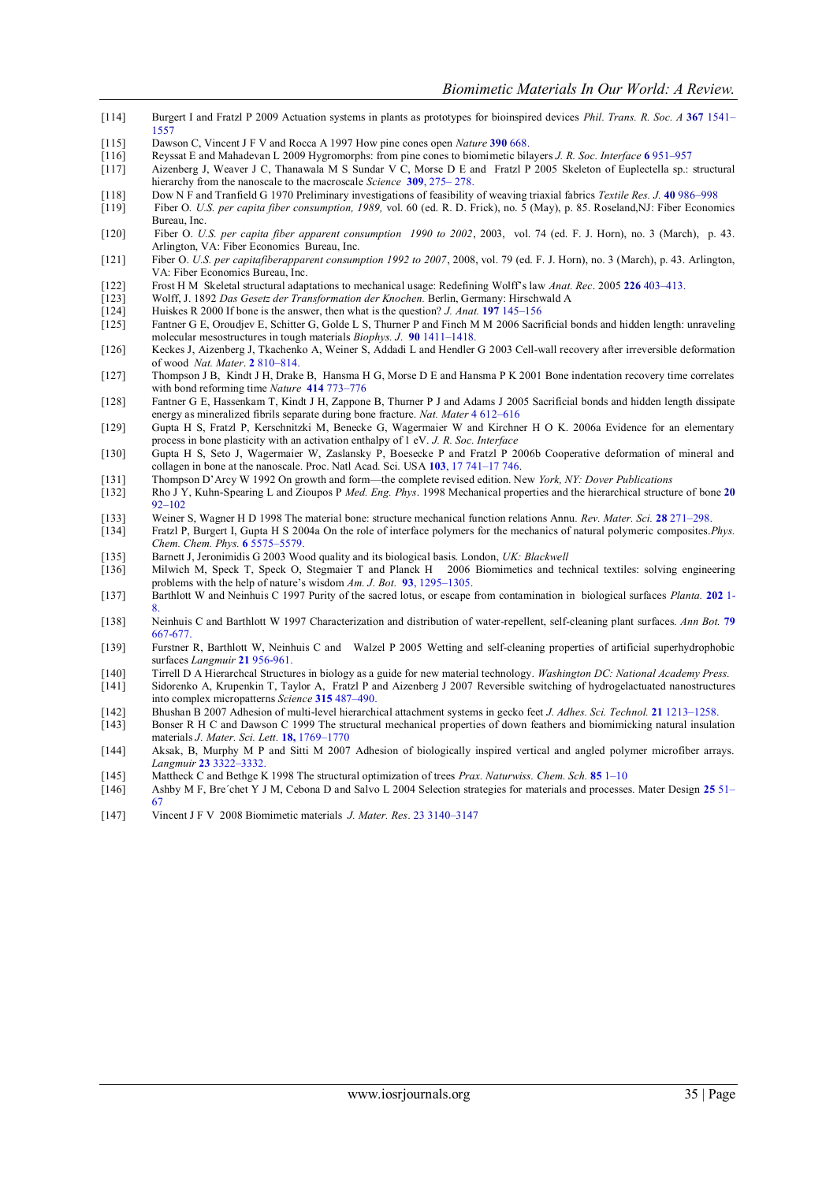[114] Burgert I and Fratzl P 2009 Actuation systems in plants as prototypes for bioinspired devices *Phil. Trans. R. Soc. A* **367** 1541–1557

[115] Dawson C, Vincent J F V and Rocca A 1997 How pine cones open *Nature* **390** 668.

[116] Reyssat E and Mahadevan L 2009 Hygromorphs: from pine cones to biomimetic bilayers *J. R. Soc. Interface* **6** 951–957

[117] Aizenberg J, Weaver J C, Thanawala M S Sundar V C, Morse D E and Fratzl P 2005 Skeleton of Euplectella sp.: structural hierarchy from the nanoscale to the macroscale *Science* **309**, 275– 278.

[118] Dow N F and Tranfield G 1970 Preliminary investigations of feasibility of weaving triaxial fabrics *Textile Res. J.* **40** 986–998

[119] Fiber O. *U.S. per capita fiber consumption, 1989,* vol. 60 (ed. R. D. Frick), no. 5 (May), p. 85. Roseland,NJ: Fiber Economics Bureau, Inc.

[120] Fiber O. *U.S. per capita fiber apparent consumption 1990 to 2002*, 2003, vol. 74 (ed. F. J. Horn), no. 3 (March), p. 43. Arlington, VA: Fiber Economics Bureau, Inc.

[121] Fiber O. *U.S. per capitafiberapparent consumption 1992 to 2007*, 2008, vol. 79 (ed. F. J. Horn), no. 3 (March), p. 43. Arlington, VA: Fiber Economics Bureau, Inc.

[122] Frost H M Skeletal structural adaptations to mechanical usage: Redefining Wolff's law *Anat. Rec*. 2005 **226** 403–413.

[123] Wolff, J. 1892 *Das Gesetz der Transformation der Knochen.* Berlin, Germany: Hirschwald A

[124] Huiskes R 2000 If bone is the answer, then what is the question? *J. Anat.* **197** 145–156

[125] Fantner G E, Oroudjev E, Schitter G, Golde L S, Thurner P and Finch M M 2006 Sacrificial bonds and hidden length: unraveling molecular mesostructures in tough materials *Biophys. J*. **90** 1411–1418.

[126] Keckes J, Aizenberg J, Tkachenko A, Weiner S, Addadi L and Hendler G 2003 Cell-wall recovery after irreversible deformation of wood *Nat. Mater*. **2** 810–814.

[127] Thompson J B, Kindt J H, Drake B, Hansma H G, Morse D E and Hansma P K 2001 Bone indentation recovery time correlates with bond reforming time *Nature* **414** 773–776

[128] Fantner G E, Hassenkam T, Kindt J H, Zappone B, Thurner P J and Adams J 2005 Sacrificial bonds and hidden length dissipate energy as mineralized fibrils separate during bone fracture. *Nat. Mater* 4 612–616

[129] Gupta H S, Fratzl P, Kerschnitzki M, Benecke G, Wagermaier W and Kirchner H O K. 2006a Evidence for an elementary process in bone plasticity with an activation enthalpy of 1 eV. *J. R. Soc. Interface*

[130] Gupta H S, Seto J, Wagermaier W, Zaslansky P, Boesecke P and Fratzl P 2006b Cooperative deformation of mineral and collagen in bone at the nanoscale. Proc. Natl Acad. Sci. USA **103**, 17 741–17 746.

[131] Thompson D'Arcy W 1992 On growth and form—the complete revised edition. New *York, NY: Dover Publications*

[132] Rho J Y, Kuhn-Spearing L and Zioupos P *Med. Eng. Phys*. 1998 Mechanical properties and the hierarchical structure of bone **20** 92–102

[133] Weiner S, Wagner H D 1998 The material bone: structure mechanical function relations Annu. *Rev. Mater. Sci.* **28** 271–298.

[134] Fratzl P, Burgert I, Gupta H S 2004a On the role of interface polymers for the mechanics of natural polymeric composites.*Phys. Chem. Chem. Phys.* **6** 5575–5579.

[135] Barnett J, Jeronimidis G 2003 Wood quality and its biological basis. London, *UK: Blackwell*

[136] Milwich M, Speck T, Speck O, Stegmaier T and Planck H 2006 Biomimetics and technical textiles: solving engineering problems with the help of nature's wisdom *Am. J. Bot.* **93**, 1295–1305.

[137] Barthlott W and Neinhuis C 1997 Purity of the sacred lotus, or escape from contamination in biological surfaces *Planta.* **202** 1-8.

[138] Neinhuis C and Barthlott W 1997 Characterization and distribution of water-repellent, self-cleaning plant surfaces. *Ann Bot.* **79** 667-677.

[139] Furstner R, Barthlott W, Neinhuis C and Walzel P 2005 Wetting and self-cleaning properties of artificial superhydrophobic surfaces *Langmuir* **21** 956-961.

[140] Tirrell D A Hierarchcal Structures in biology as a guide for new material technology. *Washington DC: National Academy Press.*

[141] Sidorenko A, Krupenkin T, Taylor A, Fratzl P and Aizenberg J 2007 Reversible switching of hydrogelactuated nanostructures into complex micropatterns *Science* **315** 487–490.

[142] Bhushan B 2007 Adhesion of multi-level hierarchical attachment systems in gecko feet *J. Adhes. Sci. Technol.* **21** 1213–1258.

[143] Bonser R H C and Dawson C 1999 The structural mechanical properties of down feathers and biomimicking natural insulation materials *J. Mater. Sci. Lett.* **18,** 1769–1770

[144] Aksak, B, Murphy M P and Sitti M 2007 Adhesion of biologically inspired vertical and angled polymer microfiber arrays. *Langmuir* **23** 3322–3332.

[145] Mattheck C and Bethge K 1998 The structural optimization of trees *Prax. Naturwiss. Chem. Sch.* **85** 1–10

[146] Ashby M F, Bre´chet Y J M, Cebona D and Salvo L 2004 Selection strategies for materials and processes. Mater Design **25** 51–67

[147] Vincent J F V 2008 Biomimetic materials *J. Mater. Res*. 23 3140–3147